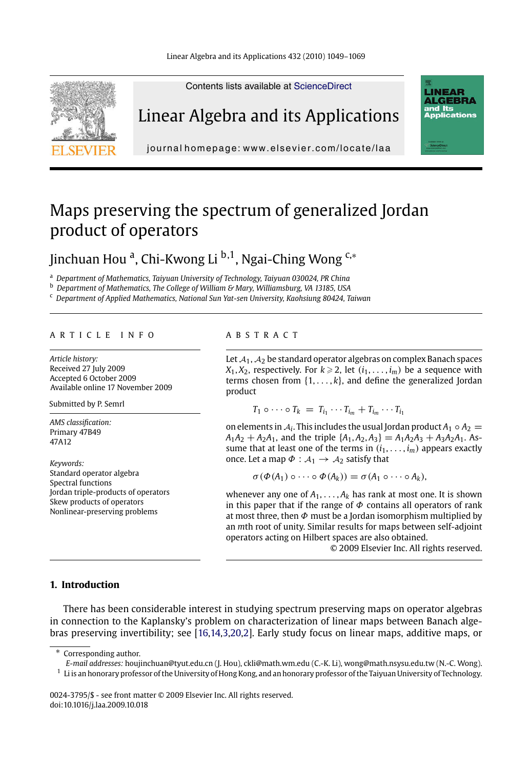# Maps preserving the spectrum of generalized Jordan product of operators

Jinchuan Hou [a], Chi-Kwong Li [b,1], Ngai-Ching Wong [c,*]

[a] Department of Mathematics, Taiyuan University of Technology, Taiyuan 030024, PR China
[b] Department of Mathematics, The College of William & Mary, Williamsburg, VA 13185, USA
[c] Department of Applied Mathematics, National Sun Yat-sen University, Kaohsiung 80424, Taiwan

## ARTICLE INFO

*Article history:*
Received 27 July 2009
Accepted 6 October 2009
Available online 17 November 2009

Submitted by P. Semrl

*AMS classification:*
Primary 47B49
47A12

*Keywords:*
Standard operator algebra
Spectral functions
Jordan triple-products of operators
Skew products of operators
Nonlinear-preserving problems

## ABSTRACT

Let $\mathcal{A}_1, \mathcal{A}_2$ be standard operator algebras on complex Banach spaces $X_1, X_2$, respectively. For $k \geqslant 2$, let $(i_1, \ldots, i_m)$ be a sequence with terms chosen from $\{1, \ldots, k\}$, and define the generalized Jordan product

$$T_1 \circ \cdots \circ T_k \;=\; T_{i_1} \cdots T_{i_m} + T_{i_m} \cdots T_{i_1}$$

on elements in $\mathcal{A}_i$. This includes the usual Jordan product $A_1 \circ A_2 = A_1A_2 + A_2A_1$, and the triple $\{A_1, A_2, A_3\} = A_1A_2A_3 + A_3A_2A_1$. Assume that at least one of the terms in $(i_1, \ldots, i_m)$ appears exactly once. Let a map $\Phi : \mathcal{A}_1 \to \mathcal{A}_2$ satisfy that

$$\sigma(\Phi(A_1) \circ \cdots \circ \Phi(A_k)) = \sigma(A_1 \circ \cdots \circ A_k),$$

whenever any one of $A_1, \ldots, A_k$ has rank at most one. It is shown in this paper that if the range of $\Phi$ contains all operators of rank at most three, then $\Phi$ must be a Jordan isomorphism multiplied by an $m$th root of unity. Similar results for maps between self-adjoint operators acting on Hilbert spaces are also obtained.

© 2009 Elsevier Inc. All rights reserved.

## 1. Introduction

There has been considerable interest in studying spectrum preserving maps on operator algebras in connection to the Kaplansky's problem on characterization of linear maps between Banach algebras preserving invertibility; see [16,14,3,20,2]. Early study focus on linear maps, additive maps, or

---

\* Corresponding author.
*E-mail addresses:* houjinchuan@tyut.edu.cn (J. Hou), ckli@math.wm.edu (C.-K. Li), wong@math.nsysu.edu.tw (N.-C. Wong).
[1] Li is an honorary professor of the University of Hong Kong, and an honorary professor of the Taiyuan University of Technology.

0024-3795/$ - see front matter © 2009 Elsevier Inc. All rights reserved.
doi:10.1016/j.laa.2009.10.018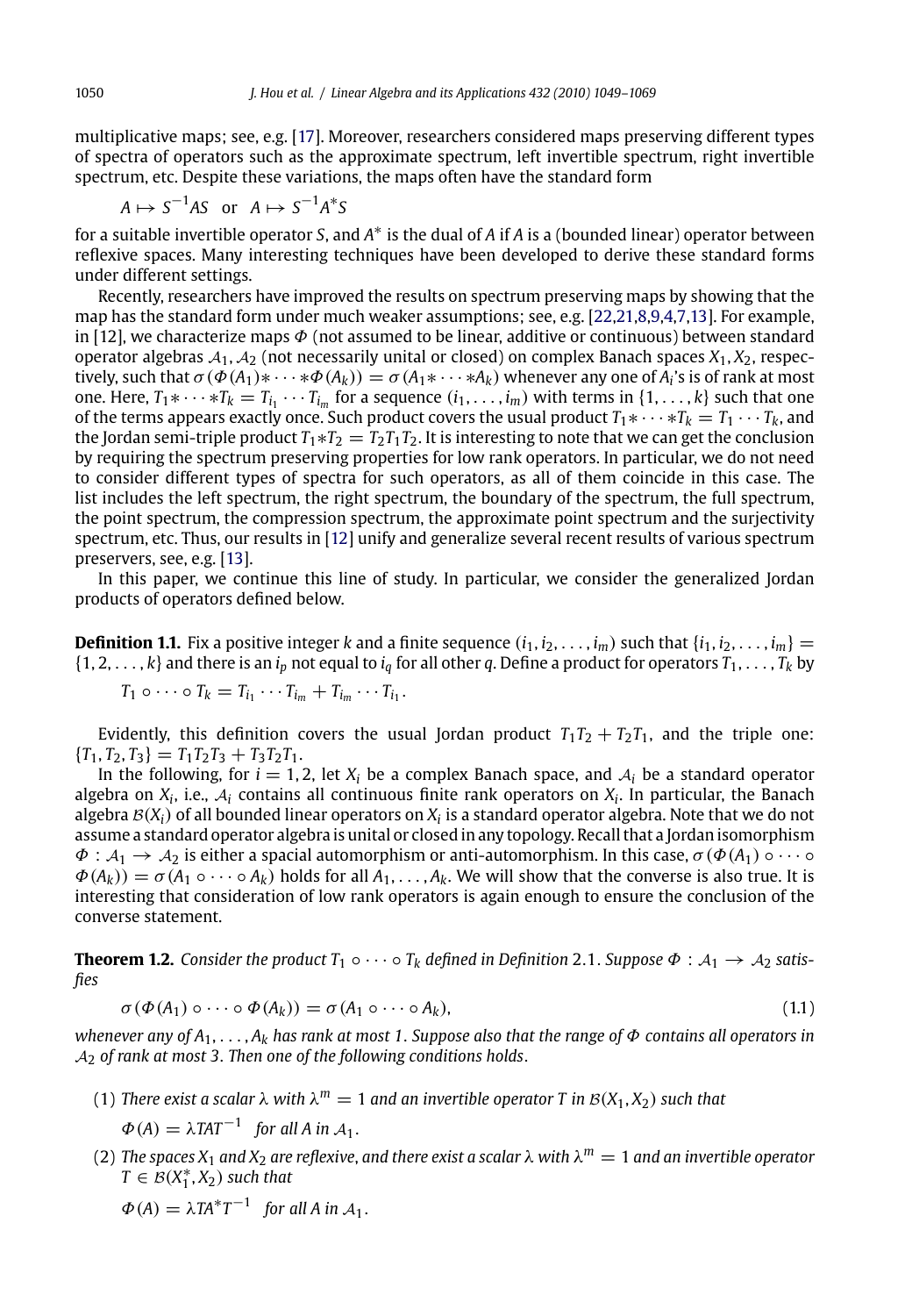multiplicative maps; see, e.g. [17]. Moreover, researchers considered maps preserving different types of spectra of operators such as the approximate spectrum, left invertible spectrum, right invertible spectrum, etc. Despite these variations, the maps often have the standard form

$$A \mapsto S^{-1}AS \quad \text{or} \quad A \mapsto S^{-1}A^*S$$

for a suitable invertible operator $S$, and $A^*$ is the dual of $A$ if $A$ is a (bounded linear) operator between reflexive spaces. Many interesting techniques have been developed to derive these standard forms under different settings.

Recently, researchers have improved the results on spectrum preserving maps by showing that the map has the standard form under much weaker assumptions; see, e.g. [22,21,8,9,4,7,13]. For example, in [12], we characterize maps $\Phi$ (not assumed to be linear, additive or continuous) between standard operator algebras $\mathcal{A}_1, \mathcal{A}_2$ (not necessarily unital or closed) on complex Banach spaces $X_1, X_2$, respectively, such that $\sigma(\Phi(A_1) * \cdots * \Phi(A_k)) = \sigma(A_1 * \cdots * A_k)$ whenever any one of $A_i$'s is of rank at most one. Here, $T_1 * \cdots * T_k = T_{i_1} \cdots T_{i_m}$ for a sequence $(i_1, \ldots, i_m)$ with terms in $\{1, \ldots, k\}$ such that one of the terms appears exactly once. Such product covers the usual product $T_1 * \cdots * T_k = T_1 \cdots T_k$, and the Jordan semi-triple product $T_1 * T_2 = T_2 T_1 T_2$. It is interesting to note that we can get the conclusion by requiring the spectrum preserving properties for low rank operators. In particular, we do not need to consider different types of spectra for such operators, as all of them coincide in this case. The list includes the left spectrum, the right spectrum, the boundary of the spectrum, the full spectrum, the point spectrum, the compression spectrum, the approximate point spectrum and the surjectivity spectrum, etc. Thus, our results in [12] unify and generalize several recent results of various spectrum preservers, see, e.g. [13].

In this paper, we continue this line of study. In particular, we consider the generalized Jordan products of operators defined below.

**Definition 1.1.** Fix a positive integer $k$ and a finite sequence $(i_1, i_2, \ldots, i_m)$ such that $\{i_1, i_2, \ldots, i_m\} = \{1, 2, \ldots, k\}$ and there is an $i_p$ not equal to $i_q$ for all other $q$. Define a product for operators $T_1, \ldots, T_k$ by

$$T_1 \circ \cdots \circ T_k = T_{i_1} \cdots T_{i_m} + T_{i_m} \cdots T_{i_1}.$$

Evidently, this definition covers the usual Jordan product $T_1T_2 + T_2T_1$, and the triple one: $\{T_1, T_2, T_3\} = T_1T_2T_3 + T_3T_2T_1$.

In the following, for $i = 1, 2$, let $X_i$ be a complex Banach space, and $\mathcal{A}_i$ be a standard operator algebra on $X_i$, i.e., $\mathcal{A}_i$ contains all continuous finite rank operators on $X_i$. In particular, the Banach algebra $\mathcal{B}(X_i)$ of all bounded linear operators on $X_i$ is a standard operator algebra. Note that we do not assume a standard operator algebra is unital or closed in any topology. Recall that a Jordan isomorphism $\Phi : \mathcal{A}_1 \to \mathcal{A}_2$ is either a spacial automorphism or anti-automorphism. In this case, $\sigma(\Phi(A_1) \circ \cdots \circ \Phi(A_k)) = \sigma(A_1 \circ \cdots \circ A_k)$ holds for all $A_1, \ldots, A_k$. We will show that the converse is also true. It is interesting that consideration of low rank operators is again enough to ensure the conclusion of the converse statement.

**Theorem 1.2.** *Consider the product $T_1 \circ \cdots \circ T_k$ defined in Definition 2.1. Suppose $\Phi : \mathcal{A}_1 \to \mathcal{A}_2$ satisfies*

$$\sigma(\Phi(A_1) \circ \cdots \circ \Phi(A_k)) = \sigma(A_1 \circ \cdots \circ A_k), \tag{1.1}$$

*whenever any of $A_1, \ldots, A_k$ has rank at most 1. Suppose also that the range of $\Phi$ contains all operators in $\mathcal{A}_2$ of rank at most 3. Then one of the following conditions holds.*

(1) *There exist a scalar $\lambda$ with $\lambda^m = 1$ and an invertible operator $T$ in $\mathcal{B}(X_1, X_2)$ such that*

$$\Phi(A) = \lambda TAT^{-1} \quad \text{for all } A \text{ in } \mathcal{A}_1.$$

(2) *The spaces $X_1$ and $X_2$ are reflexive, and there exist a scalar $\lambda$ with $\lambda^m = 1$ and an invertible operator $T \in \mathcal{B}(X_1^*, X_2)$ such that*

$$\Phi(A) = \lambda TA^*T^{-1} \quad \text{for all } A \text{ in } \mathcal{A}_1.$$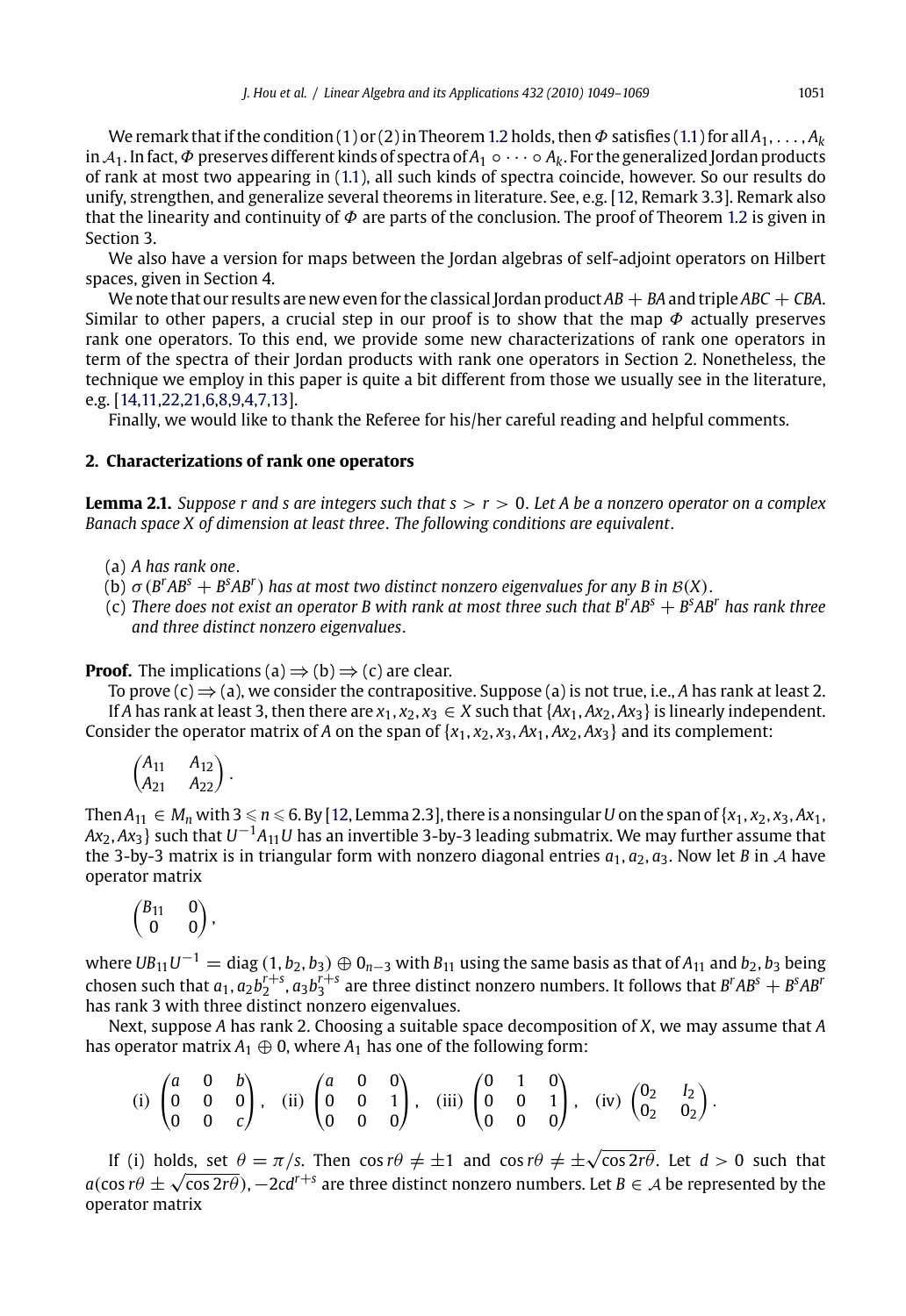We remark that if the condition (1) or (2) in Theorem 1.2 holds, then $\Phi$ satisfies (1.1) for all $A_1, \ldots, A_k$ in $\mathcal{A}_1$. In fact, $\Phi$ preserves different kinds of spectra of $A_1 \circ \cdots \circ A_k$. For the generalized Jordan products of rank at most two appearing in (1.1), all such kinds of spectra coincide, however. So our results do unify, strengthen, and generalize several theorems in literature. See, e.g. [12, Remark 3.3]. Remark also that the linearity and continuity of $\Phi$ are parts of the conclusion. The proof of Theorem 1.2 is given in Section 3.

We also have a version for maps between the Jordan algebras of self-adjoint operators on Hilbert spaces, given in Section 4.

We note that our results are new even for the classical Jordan product $AB + BA$ and triple $ABC + CBA$. Similar to other papers, a crucial step in our proof is to show that the map $\Phi$ actually preserves rank one operators. To this end, we provide some new characterizations of rank one operators in term of the spectra of their Jordan products with rank one operators in Section 2. Nonetheless, the technique we employ in this paper is quite a bit different from those we usually see in the literature, e.g. [14,11,22,21,6,8,9,4,7,13].

Finally, we would like to thank the Referee for his/her careful reading and helpful comments.

## 2. Characterizations of rank one operators

**Lemma 2.1.** *Suppose $r$ and $s$ are integers such that $s > r > 0$. Let $A$ be a nonzero operator on a complex Banach space $X$ of dimension at least three. The following conditions are equivalent.*

(a) *$A$ has rank one.*
(b) *$\sigma(B^rAB^s + B^sAB^r)$ has at most two distinct nonzero eigenvalues for any $B$ in $\mathcal{B}(X)$.*
(c) *There does not exist an operator $B$ with rank at most three such that $B^rAB^s + B^sAB^r$ has rank three and three distinct nonzero eigenvalues.*

**Proof.** The implications (a) $\Rightarrow$ (b) $\Rightarrow$ (c) are clear.

To prove (c) $\Rightarrow$ (a), we consider the contrapositive. Suppose (a) is not true, i.e., $A$ has rank at least 2. If $A$ has rank at least 3, then there are $x_1, x_2, x_3 \in X$ such that $\{Ax_1, Ax_2, Ax_3\}$ is linearly independent. Consider the operator matrix of $A$ on the span of $\{x_1, x_2, x_3, Ax_1, Ax_2, Ax_3\}$ and its complement:

$$\begin{pmatrix} A_{11} & A_{12} \\ A_{21} & A_{22} \end{pmatrix}.$$

Then $A_{11} \in M_n$ with $3 \leqslant n \leqslant 6$. By [12, Lemma 2.3], there is a nonsingular $U$ on the span of $\{x_1, x_2, x_3, Ax_1, Ax_2, Ax_3\}$ such that $U^{-1}A_{11}U$ has an invertible 3-by-3 leading submatrix. We may further assume that the 3-by-3 matrix is in triangular form with nonzero diagonal entries $a_1, a_2, a_3$. Now let $B$ in $\mathcal{A}$ have operator matrix

$$\begin{pmatrix} B_{11} & 0 \\ 0 & 0 \end{pmatrix},$$

where $UB_{11}U^{-1} = \operatorname{diag}(1, b_2, b_3) \oplus 0_{n-3}$ with $B_{11}$ using the same basis as that of $A_{11}$ and $b_2, b_3$ being chosen such that $a_1, a_2b_2^{r+s}, a_3b_3^{r+s}$ are three distinct nonzero numbers. It follows that $B^rAB^s + B^sAB^r$ has rank 3 with three distinct nonzero eigenvalues.

Next, suppose $A$ has rank 2. Choosing a suitable space decomposition of $X$, we may assume that $A$ has operator matrix $A_1 \oplus 0$, where $A_1$ has one of the following form:

$$\text{(i)} \begin{pmatrix} a & 0 & b \\ 0 & 0 & 0 \\ 0 & 0 & c \end{pmatrix}, \quad \text{(ii)} \begin{pmatrix} a & 0 & 0 \\ 0 & 0 & 1 \\ 0 & 0 & 0 \end{pmatrix}, \quad \text{(iii)} \begin{pmatrix} 0 & 1 & 0 \\ 0 & 0 & 1 \\ 0 & 0 & 0 \end{pmatrix}, \quad \text{(iv)} \begin{pmatrix} 0_2 & I_2 \\ 0_2 & 0_2 \end{pmatrix}.$$

If (i) holds, set $\theta = \pi/s$. Then $\cos r\theta \neq \pm 1$ and $\cos r\theta \neq \pm\sqrt{\cos 2r\theta}$. Let $d > 0$ such that $a(\cos r\theta \pm \sqrt{\cos 2r\theta}), -2cd^{r+s}$ are three distinct nonzero numbers. Let $B \in \mathcal{A}$ be represented by the operator matrix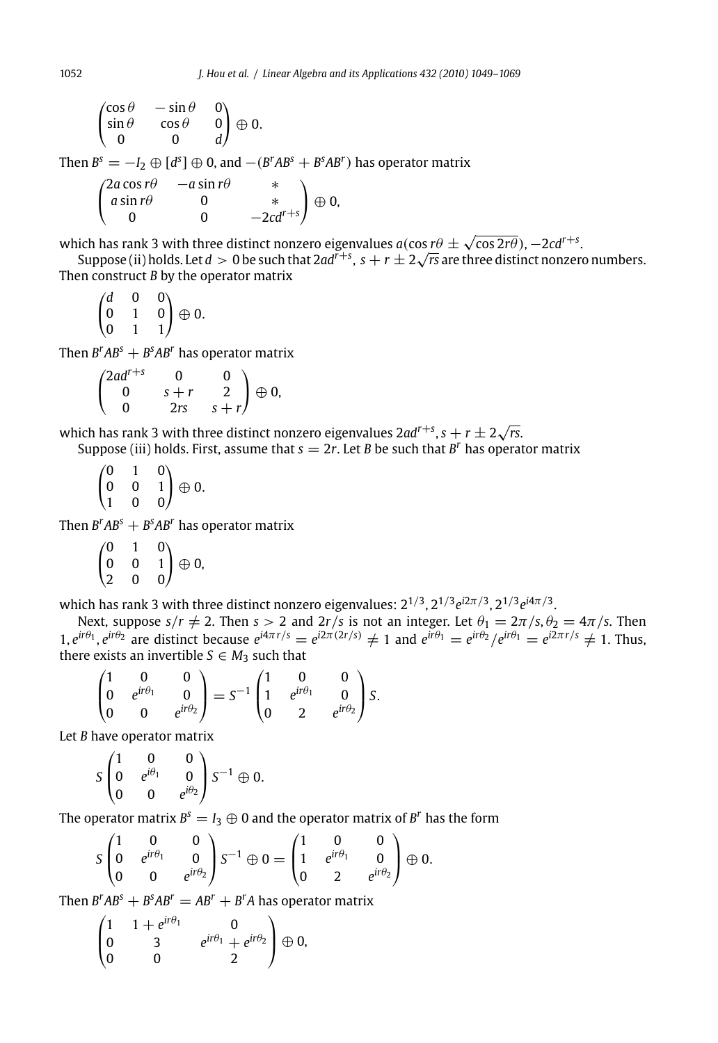$$\begin{pmatrix} \cos\theta & -\sin\theta & 0 \\ \sin\theta & \cos\theta & 0 \\ 0 & 0 & d \end{pmatrix} \oplus 0.$$

Then $B^s = -I_2 \oplus [d^s] \oplus 0$, and $-(B^rAB^s + B^sAB^r)$ has operator matrix

$$\begin{pmatrix} 2a\cos r\theta & -a\sin r\theta & * \\ a\sin r\theta & 0 & * \\ 0 & 0 & -2cd^{r+s} \end{pmatrix} \oplus 0,$$

which has rank 3 with three distinct nonzero eigenvalues $a(\cos r\theta \pm \sqrt{\cos 2r\theta})$, $-2cd^{r+s}$.

Suppose (ii) holds. Let $d > 0$ be such that $2ad^{r+s}$, $s + r \pm 2\sqrt{rs}$ are three distinct nonzero numbers. Then construct $B$ by the operator matrix

$$\begin{pmatrix} d & 0 & 0 \\ 0 & 1 & 0 \\ 0 & 1 & 1 \end{pmatrix} \oplus 0.$$

Then $B^rAB^s + B^sAB^r$ has operator matrix

$$\begin{pmatrix} 2ad^{r+s} & 0 & 0 \\ 0 & s+r & 2 \\ 0 & 2rs & s+r \end{pmatrix} \oplus 0,$$

which has rank 3 with three distinct nonzero eigenvalues $2ad^{r+s}, s + r \pm 2\sqrt{rs}$.

Suppose (iii) holds. First, assume that $s = 2r$. Let $B$ be such that $B^r$ has operator matrix

$$\begin{pmatrix} 0 & 1 & 0 \\ 0 & 0 & 1 \\ 1 & 0 & 0 \end{pmatrix} \oplus 0.$$

Then $B^rAB^s + B^sAB^r$ has operator matrix

$$\begin{pmatrix} 0 & 1 & 0 \\ 0 & 0 & 1 \\ 2 & 0 & 0 \end{pmatrix} \oplus 0,$$

which has rank 3 with three distinct nonzero eigenvalues: $2^{1/3}, 2^{1/3}e^{i2\pi/3}, 2^{1/3}e^{i4\pi/3}$.

Next, suppose $s/r \neq 2$. Then $s > 2$ and $2r/s$ is not an integer. Let $\theta_1 = 2\pi/s, \theta_2 = 4\pi/s$. Then $1, e^{ir\theta_1}, e^{ir\theta_2}$ are distinct because $e^{i4\pi r/s} = e^{i2\pi(2r/s)} \neq 1$ and $e^{ir\theta_1} = e^{ir\theta_2}/e^{ir\theta_1} = e^{i2\pi r/s} \neq 1$. Thus, there exists an invertible $S \in M_3$ such that

$$\begin{pmatrix} 1 & 0 & 0 \\ 0 & e^{ir\theta_1} & 0 \\ 0 & 0 & e^{ir\theta_2} \end{pmatrix} = S^{-1} \begin{pmatrix} 1 & 0 & 0 \\ 1 & e^{ir\theta_1} & 0 \\ 0 & 2 & e^{ir\theta_2} \end{pmatrix} S.$$

Let $B$ have operator matrix

$$S \begin{pmatrix} 1 & 0 & 0 \\ 0 & e^{i\theta_1} & 0 \\ 0 & 0 & e^{i\theta_2} \end{pmatrix} S^{-1} \oplus 0.$$

The operator matrix $B^s = I_3 \oplus 0$ and the operator matrix of $B^r$ has the form

$$S \begin{pmatrix} 1 & 0 & 0 \\ 0 & e^{ir\theta_1} & 0 \\ 0 & 0 & e^{ir\theta_2} \end{pmatrix} S^{-1} \oplus 0 = \begin{pmatrix} 1 & 0 & 0 \\ 1 & e^{ir\theta_1} & 0 \\ 0 & 2 & e^{ir\theta_2} \end{pmatrix} \oplus 0.$$

Then $B^rAB^s + B^sAB^r = AB^r + B^rA$ has operator matrix

$$\begin{pmatrix} 1 & 1 + e^{ir\theta_1} & 0 \\ 0 & 3 & e^{ir\theta_1} + e^{ir\theta_2} \\ 0 & 0 & 2 \end{pmatrix} \oplus 0,$$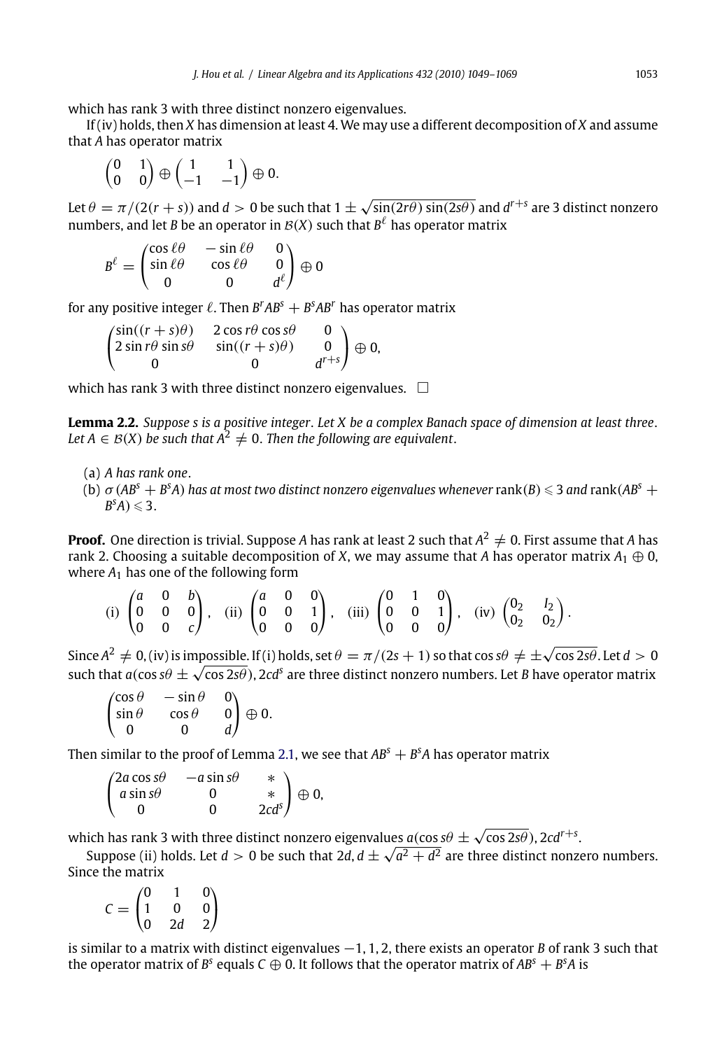which has rank 3 with three distinct nonzero eigenvalues.

If (iv) holds, then $X$ has dimension at least 4. We may use a different decomposition of $X$ and assume that $A$ has operator matrix

$$\begin{pmatrix} 0 & 1 \\ 0 & 0 \end{pmatrix} \oplus \begin{pmatrix} 1 & 1 \\ -1 & -1 \end{pmatrix} \oplus 0.$$

Let $\theta = \pi/(2(r+s))$ and $d > 0$ be such that $1 \pm \sqrt{\sin(2r\theta)\sin(2s\theta)}$ and $d^{r+s}$ are 3 distinct nonzero numbers, and let $B$ be an operator in $\mathcal{B}(X)$ such that $B^\ell$ has operator matrix

$$B^\ell = \begin{pmatrix} \cos \ell\theta & -\sin \ell\theta & 0 \\ \sin \ell\theta & \cos \ell\theta & 0 \\ 0 & 0 & d^\ell \end{pmatrix} \oplus 0$$

for any positive integer $\ell$. Then $B^rAB^s + B^sAB^r$ has operator matrix

$$\begin{pmatrix} \sin((r+s)\theta) & 2\cos r\theta \cos s\theta & 0 \\ 2\sin r\theta \sin s\theta & \sin((r+s)\theta) & 0 \\ 0 & 0 & d^{r+s} \end{pmatrix} \oplus 0,$$

which has rank 3 with three distinct nonzero eigenvalues. $\square$

**Lemma 2.2.** *Suppose $s$ is a positive integer. Let $X$ be a complex Banach space of dimension at least three. Let $A \in \mathcal{B}(X)$ be such that $A^2 \neq 0$. Then the following are equivalent.*

(a) *$A$ has rank one.*

(b) *$\sigma(AB^s + B^sA)$ has at most two distinct nonzero eigenvalues whenever* rank$(B) \leqslant 3$ *and* rank$(AB^s + B^sA) \leqslant 3$.

**Proof.** One direction is trivial. Suppose $A$ has rank at least 2 such that $A^2 \neq 0$. First assume that $A$ has rank 2. Choosing a suitable decomposition of $X$, we may assume that $A$ has operator matrix $A_1 \oplus 0$, where $A_1$ has one of the following form

$$\text{(i)} \begin{pmatrix} a & 0 & b \\ 0 & 0 & 0 \\ 0 & 0 & c \end{pmatrix}, \quad \text{(ii)} \begin{pmatrix} a & 0 & 0 \\ 0 & 0 & 1 \\ 0 & 0 & 0 \end{pmatrix}, \quad \text{(iii)} \begin{pmatrix} 0 & 1 & 0 \\ 0 & 0 & 1 \\ 0 & 0 & 0 \end{pmatrix}, \quad \text{(iv)} \begin{pmatrix} 0_2 & I_2 \\ 0_2 & 0_2 \end{pmatrix}.$$

Since $A^2 \neq 0$, (iv) is impossible. If (i) holds, set $\theta = \pi/(2s+1)$ so that $\cos s\theta \neq \pm\sqrt{\cos 2s\theta}$. Let $d > 0$ such that $a(\cos s\theta \pm \sqrt{\cos 2s\theta})$, $2cd^s$ are three distinct nonzero numbers. Let $B$ have operator matrix

$$\begin{pmatrix} \cos\theta & -\sin\theta & 0 \\ \sin\theta & \cos\theta & 0 \\ 0 & 0 & d \end{pmatrix} \oplus 0.$$

Then similar to the proof of Lemma 2.1, we see that $AB^s + B^sA$ has operator matrix

$$\begin{pmatrix} 2a\cos s\theta & -a\sin s\theta & * \\ a\sin s\theta & 0 & * \\ 0 & 0 & 2cd^s \end{pmatrix} \oplus 0,$$

which has rank 3 with three distinct nonzero eigenvalues $a(\cos s\theta \pm \sqrt{\cos 2s\theta})$, $2cd^{r+s}$.

Suppose (ii) holds. Let $d > 0$ be such that $2d, d \pm \sqrt{a^2 + d^2}$ are three distinct nonzero numbers. Since the matrix

$$C = \begin{pmatrix} 0 & 1 & 0 \\ 1 & 0 & 0 \\ 0 & 2d & 2 \end{pmatrix}$$

is similar to a matrix with distinct eigenvalues $-1, 1, 2$, there exists an operator $B$ of rank 3 such that the operator matrix of $B^s$ equals $C \oplus 0$. It follows that the operator matrix of $AB^s + B^sA$ is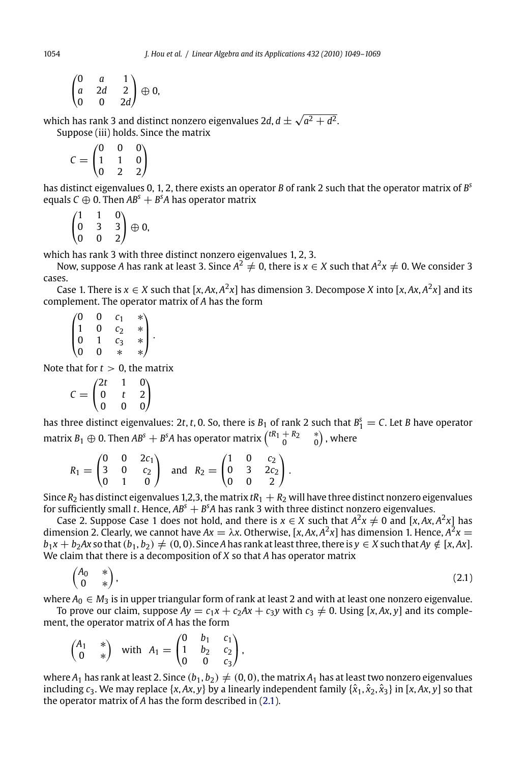$$\begin{pmatrix} 0 & a & 1 \\ a & 2d & 2 \\ 0 & 0 & 2d \end{pmatrix} \oplus 0,$$

which has rank 3 and distinct nonzero eigenvalues $2d, d \pm \sqrt{a^2 + d^2}$.

Suppose (iii) holds. Since the matrix

$$C = \begin{pmatrix} 0 & 0 & 0 \\ 1 & 1 & 0 \\ 0 & 2 & 2 \end{pmatrix}$$

has distinct eigenvalues 0, 1, 2, there exists an operator $B$ of rank 2 such that the operator matrix of $B^s$ equals $C \oplus 0$. Then $AB^s + B^sA$ has operator matrix

$$\begin{pmatrix} 1 & 1 & 0 \\ 0 & 3 & 3 \\ 0 & 0 & 2 \end{pmatrix} \oplus 0,$$

which has rank 3 with three distinct nonzero eigenvalues 1, 2, 3.

Now, suppose $A$ has rank at least 3. Since $A^2 \neq 0$, there is $x \in X$ such that $A^2x \neq 0$. We consider 3 cases.

Case 1. There is $x \in X$ such that $[x, Ax, A^2x]$ has dimension 3. Decompose $X$ into $[x, Ax, A^2x]$ and its complement. The operator matrix of $A$ has the form

$$\begin{pmatrix} 0 & 0 & c_1 & * \\ 1 & 0 & c_2 & * \\ 0 & 1 & c_3 & * \\ 0 & 0 & * & * \end{pmatrix}.$$

Note that for $t > 0$, the matrix

$$C = \begin{pmatrix} 2t & 1 & 0 \\ 0 & t & 2 \\ 0 & 0 & 0 \end{pmatrix}$$

has three distinct eigenvalues: $2t, t, 0$. So, there is $B_1$ of rank 2 such that $B_1^s = C$. Let $B$ have operator matrix $B_1 \oplus 0$. Then $AB^s + B^sA$ has operator matrix $\begin{pmatrix} tR_1 + R_2 & * \\ 0 & 0 \end{pmatrix}$, where

$$R_1 = \begin{pmatrix} 0 & 0 & 2c_1 \\ 3 & 0 & c_2 \\ 0 & 1 & 0 \end{pmatrix} \quad \text{and} \quad R_2 = \begin{pmatrix} 1 & 0 & c_2 \\ 0 & 3 & 2c_2 \\ 0 & 0 & 2 \end{pmatrix}.$$

Since $R_2$ has distinct eigenvalues 1,2,3, the matrix $tR_1 + R_2$ will have three distinct nonzero eigenvalues for sufficiently small $t$. Hence, $AB^s + B^sA$ has rank 3 with three distinct nonzero eigenvalues.

Case 2. Suppose Case 1 does not hold, and there is $x \in X$ such that $A^2x \neq 0$ and $[x, Ax, A^2x]$ has dimension 2. Clearly, we cannot have $Ax = \lambda x$. Otherwise, $[x, Ax, A^2x]$ has dimension 1. Hence, $A^2x = b_1x + b_2Ax$ so that $(b_1, b_2) \neq (0, 0)$. Since $A$ has rank at least three, there is $y \in X$ such that $Ay \notin [x, Ax]$. We claim that there is a decomposition of $X$ so that $A$ has operator matrix

$$\begin{pmatrix} A_0 & * \\ 0 & * \end{pmatrix}, \tag{2.1}$$

where $A_0 \in M_3$ is in upper triangular form of rank at least 2 and with at least one nonzero eigenvalue.

To prove our claim, suppose $Ay = c_1x + c_2Ax + c_3y$ with $c_3 \neq 0$. Using $[x, Ax, y]$ and its complement, the operator matrix of $A$ has the form

$$\begin{pmatrix} A_1 & * \\ 0 & * \end{pmatrix} \quad \text{with} \quad A_1 = \begin{pmatrix} 0 & b_1 & c_1 \\ 1 & b_2 & c_2 \\ 0 & 0 & c_3 \end{pmatrix},$$

where $A_1$ has rank at least 2. Since $(b_1, b_2) \neq (0, 0)$, the matrix $A_1$ has at least two nonzero eigenvalues including $c_3$. We may replace $\{x, Ax, y\}$ by a linearly independent family $\{\hat{x}_1, \hat{x}_2, \hat{x}_3\}$ in $[x, Ax, y]$ so that the operator matrix of $A$ has the form described in (2.1).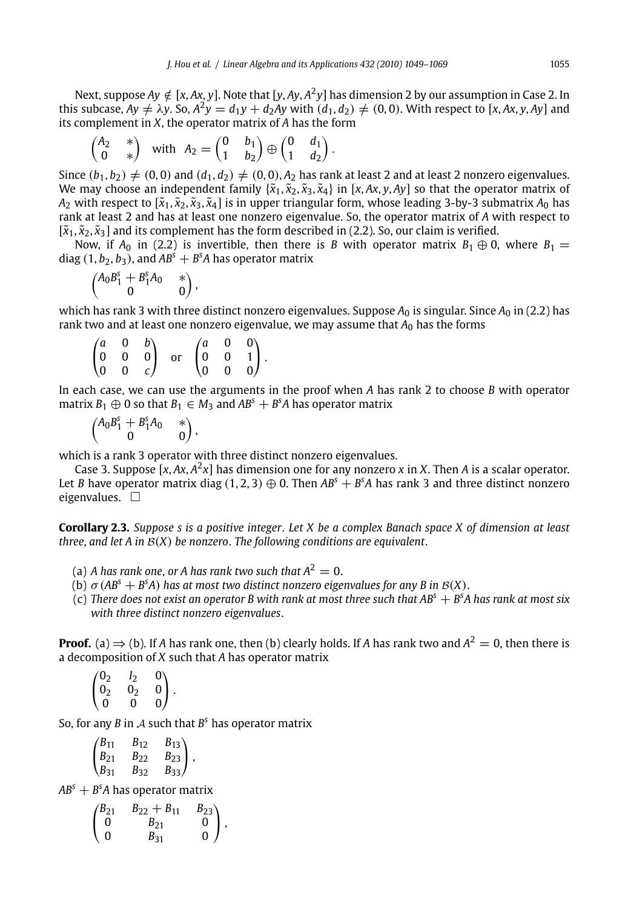Next, suppose $Ay \notin [x, Ax, y]$. Note that $[y, Ay, A^2y]$ has dimension 2 by our assumption in Case 2. In this subcase, $Ay \neq \lambda y$. So, $A^2y = d_1y + d_2Ay$ with $(d_1, d_2) \neq (0, 0)$. With respect to $[x, Ax, y, Ay]$ and its complement in $X$, the operator matrix of $A$ has the form

$$\begin{pmatrix} A_2 & * \\ 0 & * \end{pmatrix} \quad \text{with} \quad A_2 = \begin{pmatrix} 0 & b_1 \\ 1 & b_2 \end{pmatrix} \oplus \begin{pmatrix} 0 & d_1 \\ 1 & d_2 \end{pmatrix}.$$

Since $(b_1, b_2) \neq (0, 0)$ and $(d_1, d_2) \neq (0, 0)$, $A_2$ has rank at least 2 and at least 2 nonzero eigenvalues. We may choose an independent family $\{\tilde{x}_1, \tilde{x}_2, \tilde{x}_3, \tilde{x}_4\}$ in $[x, Ax, y, Ay]$ so that the operator matrix of $A_2$ with respect to $[\tilde{x}_1, \tilde{x}_2, \tilde{x}_3, \tilde{x}_4]$ is in upper triangular form, whose leading 3-by-3 submatrix $A_0$ has rank at least 2 and has at least one nonzero eigenvalue. So, the operator matrix of $A$ with respect to $[\tilde{x}_1, \tilde{x}_2, \tilde{x}_3]$ and its complement has the form described in (2.2). So, our claim is verified.

Now, if $A_0$ in (2.2) is invertible, then there is $B$ with operator matrix $B_1 \oplus 0$, where $B_1 = \operatorname{diag}(1, b_2, b_3)$, and $AB^s + B^sA$ has operator matrix

$$\begin{pmatrix} A_0B_1^s + B_1^sA_0 & * \\ 0 & 0 \end{pmatrix},$$

which has rank 3 with three distinct nonzero eigenvalues. Suppose $A_0$ is singular. Since $A_0$ in (2.2) has rank two and at least one nonzero eigenvalue, we may assume that $A_0$ has the forms

$$\begin{pmatrix} a & 0 & b \\ 0 & 0 & 0 \\ 0 & 0 & c \end{pmatrix} \quad \text{or} \quad \begin{pmatrix} a & 0 & 0 \\ 0 & 0 & 1 \\ 0 & 0 & 0 \end{pmatrix}.$$

In each case, we can use the arguments in the proof when $A$ has rank 2 to choose $B$ with operator matrix $B_1 \oplus 0$ so that $B_1 \in M_3$ and $AB^s + B^sA$ has operator matrix

$$\begin{pmatrix} A_0B_1^s + B_1^sA_0 & * \\ 0 & 0 \end{pmatrix},$$

which is a rank 3 operator with three distinct nonzero eigenvalues.

Case 3. Suppose $[x, Ax, A^2x]$ has dimension one for any nonzero $x$ in $X$. Then $A$ is a scalar operator. Let $B$ have operator matrix $\operatorname{diag}(1, 2, 3) \oplus 0$. Then $AB^s + B^sA$ has rank 3 and three distinct nonzero eigenvalues. $\square$

**Corollary 2.3.** *Suppose $s$ is a positive integer. Let $X$ be a complex Banach space $X$ of dimension at least three, and let $A$ in $\mathcal{B}(X)$ be nonzero. The following conditions are equivalent.*

(a) *$A$ has rank one, or $A$ has rank two such that $A^2 = 0$.*
(b) *$\sigma(AB^s + B^sA)$ has at most two distinct nonzero eigenvalues for any $B$ in $\mathcal{B}(X)$.*
(c) *There does not exist an operator $B$ with rank at most three such that $AB^s + B^sA$ has rank at most six with three distinct nonzero eigenvalues.*

**Proof.** (a) $\Rightarrow$ (b). If $A$ has rank one, then (b) clearly holds. If $A$ has rank two and $A^2 = 0$, then there is a decomposition of $X$ such that $A$ has operator matrix

$$\begin{pmatrix} 0_2 & I_2 & 0 \\ 0_2 & 0_2 & 0 \\ 0 & 0 & 0 \end{pmatrix}.$$

So, for any $B$ in $\mathcal{A}$ such that $B^s$ has operator matrix

$$\begin{pmatrix} B_{11} & B_{12} & B_{13} \\ B_{21} & B_{22} & B_{23} \\ B_{31} & B_{32} & B_{33} \end{pmatrix},$$

$AB^s + B^sA$ has operator matrix

$$\begin{pmatrix} B_{21} & B_{22} + B_{11} & B_{23} \\ 0 & B_{21} & 0 \\ 0 & B_{31} & 0 \end{pmatrix},$$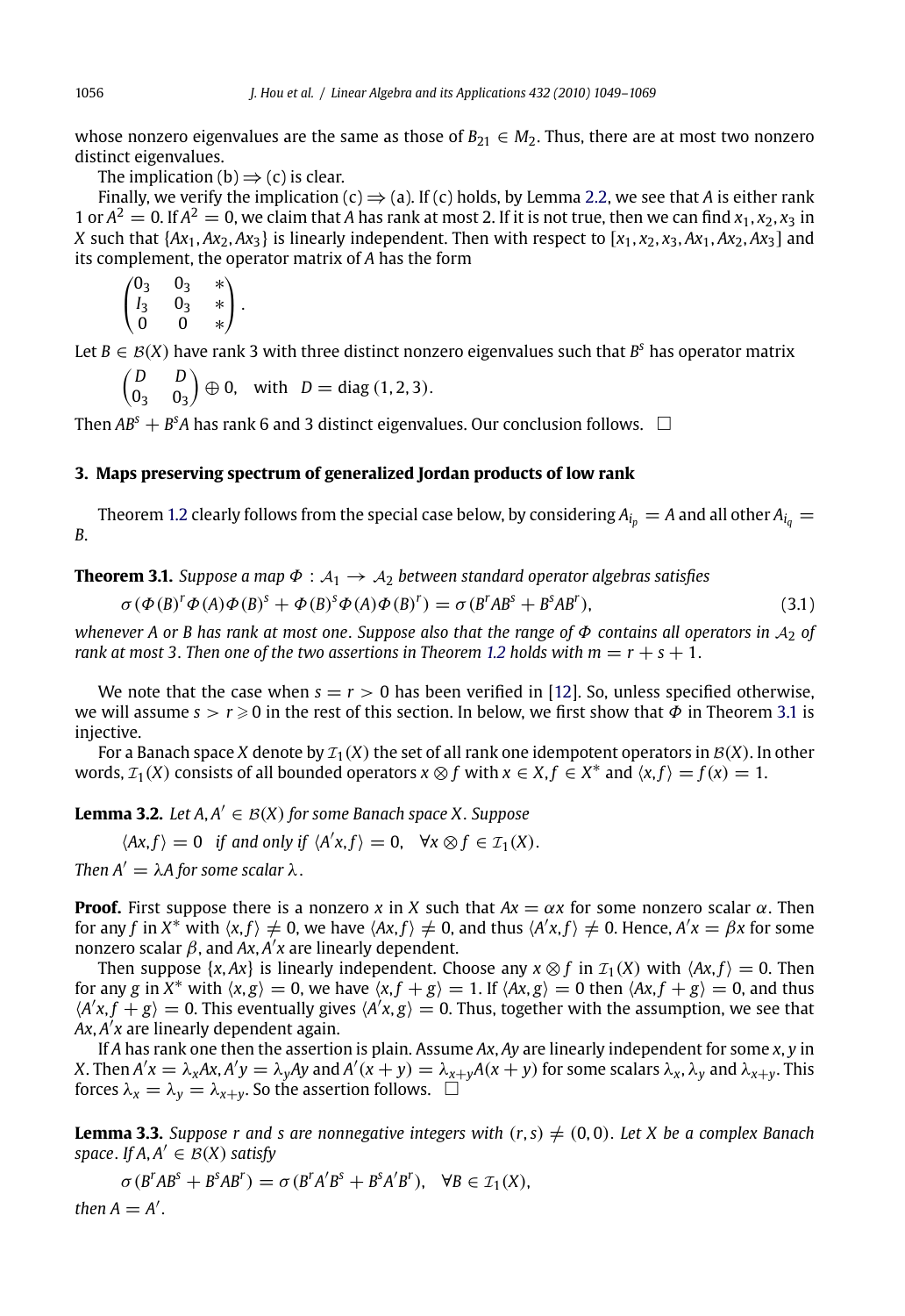whose nonzero eigenvalues are the same as those of $B_{21} \in M_2$. Thus, there are at most two nonzero distinct eigenvalues.

The implication (b) $\Rightarrow$ (c) is clear.

Finally, we verify the implication (c) $\Rightarrow$ (a). If (c) holds, by Lemma 2.2, we see that $A$ is either rank 1 or $A^2 = 0$. If $A^2 = 0$, we claim that $A$ has rank at most 2. If it is not true, then we can find $x_1, x_2, x_3$ in $X$ such that $\{Ax_1, Ax_2, Ax_3\}$ is linearly independent. Then with respect to $[x_1, x_2, x_3, Ax_1, Ax_2, Ax_3]$ and its complement, the operator matrix of $A$ has the form

$$\begin{pmatrix} 0_3 & 0_3 & * \\ I_3 & 0_3 & * \\ 0 & 0 & * \end{pmatrix}.$$

Let $B \in \mathcal{B}(X)$ have rank 3 with three distinct nonzero eigenvalues such that $B^s$ has operator matrix

$$\begin{pmatrix} D & D \\ 0_3 & 0_3 \end{pmatrix} \oplus 0, \quad \text{with} \quad D = \mathrm{diag}\,(1, 2, 3).$$

Then $AB^s + B^sA$ has rank 6 and 3 distinct eigenvalues. Our conclusion follows. $\square$

## 3. Maps preserving spectrum of generalized Jordan products of low rank

Theorem 1.2 clearly follows from the special case below, by considering $A_{i_p} = A$ and all other $A_{i_q} = B$.

**Theorem 3.1.** *Suppose a map $\Phi : \mathcal{A}_1 \to \mathcal{A}_2$ between standard operator algebras satisfies*

$$\sigma\,(\Phi(B)^r\Phi(A)\Phi(B)^s + \Phi(B)^s\Phi(A)\Phi(B)^r) = \sigma\,(B^rAB^s + B^sAB^r), \tag{3.1}$$

*whenever $A$ or $B$ has rank at most one. Suppose also that the range of $\Phi$ contains all operators in $\mathcal{A}_2$ of rank at most 3. Then one of the two assertions in Theorem 1.2 holds with $m = r + s + 1$.*

We note that the case when $s = r > 0$ has been verified in [12]. So, unless specified otherwise, we will assume $s > r \geqslant 0$ in the rest of this section. In below, we first show that $\Phi$ in Theorem 3.1 is injective.

For a Banach space $X$ denote by $\mathcal{I}_1(X)$ the set of all rank one idempotent operators in $\mathcal{B}(X)$. In other words, $\mathcal{I}_1(X)$ consists of all bounded operators $x \otimes f$ with $x \in X, f \in X^*$ and $\langle x, f\rangle = f(x) = 1$.

**Lemma 3.2.** *Let $A, A' \in \mathcal{B}(X)$ for some Banach space $X$. Suppose*

$$\langle Ax, f\rangle = 0 \quad \textit{if and only if} \quad \langle A'x, f\rangle = 0, \quad \forall x \otimes f \in \mathcal{I}_1(X).$$

*Then $A' = \lambda A$ for some scalar $\lambda$.*

**Proof.** First suppose there is a nonzero $x$ in $X$ such that $Ax = \alpha x$ for some nonzero scalar $\alpha$. Then for any $f$ in $X^*$ with $\langle x, f\rangle \neq 0$, we have $\langle Ax, f\rangle \neq 0$, and thus $\langle A'x, f\rangle \neq 0$. Hence, $A'x = \beta x$ for some nonzero scalar $\beta$, and $Ax, A'x$ are linearly dependent.

Then suppose $\{x, Ax\}$ is linearly independent. Choose any $x \otimes f$ in $\mathcal{I}_1(X)$ with $\langle Ax, f\rangle = 0$. Then for any $g$ in $X^*$ with $\langle x, g\rangle = 0$, we have $\langle x, f + g\rangle = 1$. If $\langle Ax, g\rangle = 0$ then $\langle Ax, f + g\rangle = 0$, and thus $\langle A'x, f + g\rangle = 0$. This eventually gives $\langle A'x, g\rangle = 0$. Thus, together with the assumption, we see that $Ax, A'x$ are linearly dependent again.

If $A$ has rank one then the assertion is plain. Assume $Ax, Ay$ are linearly independent for some $x, y$ in $X$. Then $A'x = \lambda_x Ax, A'y = \lambda_y Ay$ and $A'(x + y) = \lambda_{x+y}A(x + y)$ for some scalars $\lambda_x, \lambda_y$ and $\lambda_{x+y}$. This forces $\lambda_x = \lambda_y = \lambda_{x+y}$. So the assertion follows. $\square$

**Lemma 3.3.** *Suppose $r$ and $s$ are nonnegative integers with $(r, s) \neq (0, 0)$. Let $X$ be a complex Banach space. If $A, A' \in \mathcal{B}(X)$ satisfy*

$$\sigma\,(B^rAB^s + B^sAB^r) = \sigma\,(B^rA'B^s + B^sA'B^r), \quad \forall B \in \mathcal{I}_1(X),$$

*then $A = A'$.*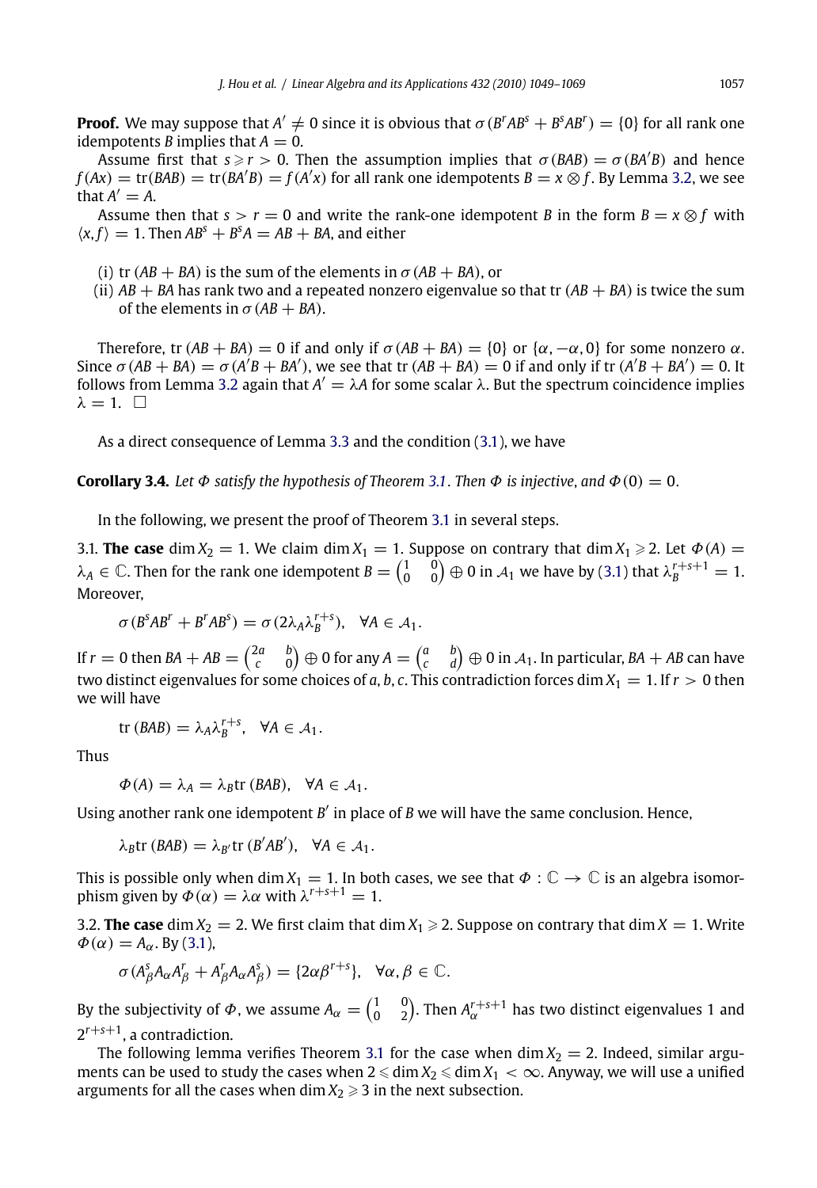**Proof.** We may suppose that $A' \neq 0$ since it is obvious that $\sigma(B^rAB^s + B^sAB^r) = \{0\}$ for all rank one idempotents $B$ implies that $A = 0$.

Assume first that $s \geqslant r > 0$. Then the assumption implies that $\sigma(BAB) = \sigma(BA'B)$ and hence $f(Ax) = \mathrm{tr}(BAB) = \mathrm{tr}(BA'B) = f(A'x)$ for all rank one idempotents $B = x \otimes f$. By Lemma 3.2, we see that $A' = A$.

Assume then that $s > r = 0$ and write the rank-one idempotent $B$ in the form $B = x \otimes f$ with $\langle x, f\rangle = 1$. Then $AB^s + B^sA = AB + BA$, and either

(i) tr $(AB + BA)$ is the sum of the elements in $\sigma(AB + BA)$, or
(ii) $AB + BA$ has rank two and a repeated nonzero eigenvalue so that tr $(AB + BA)$ is twice the sum of the elements in $\sigma(AB + BA)$.

Therefore, tr $(AB + BA) = 0$ if and only if $\sigma(AB + BA) = \{0\}$ or $\{\alpha, -\alpha, 0\}$ for some nonzero $\alpha$. Since $\sigma(AB + BA) = \sigma(A'B + BA')$, we see that tr $(AB + BA) = 0$ if and only if tr $(A'B + BA') = 0$. It follows from Lemma 3.2 again that $A' = \lambda A$ for some scalar $\lambda$. But the spectrum coincidence implies $\lambda = 1$. $\square$

As a direct consequence of Lemma 3.3 and the condition (3.1), we have

**Corollary 3.4.** *Let $\Phi$ satisfy the hypothesis of Theorem 3.1. Then $\Phi$ is injective, and $\Phi(0) = 0$.*

In the following, we present the proof of Theorem 3.1 in several steps.

3.1. **The case** $\dim X_2 = 1$. We claim $\dim X_1 = 1$. Suppose on contrary that $\dim X_1 \geqslant 2$. Let $\Phi(A) = \lambda_A \in \mathbb{C}$. Then for the rank one idempotent $B = \begin{pmatrix} 1 & 0 \\ 0 & 0 \end{pmatrix} \oplus 0$ in $\mathcal{A}_1$ we have by (3.1) that $\lambda_B^{r+s+1} = 1$. Moreover,

$$\sigma(B^sAB^r + B^rAB^s) = \sigma(2\lambda_A\lambda_B^{r+s}), \quad \forall A \in \mathcal{A}_1.$$

If $r = 0$ then $BA + AB = \begin{pmatrix} 2a & b \\ c & 0 \end{pmatrix} \oplus 0$ for any $A = \begin{pmatrix} a & b \\ c & d \end{pmatrix} \oplus 0$ in $\mathcal{A}_1$. In particular, $BA + AB$ can have two distinct eigenvalues for some choices of $a, b, c$. This contradiction forces $\dim X_1 = 1$. If $r > 0$ then we will have

$$\mathrm{tr}\,(BAB) = \lambda_A\lambda_B^{r+s}, \quad \forall A \in \mathcal{A}_1.$$

Thus

$$\Phi(A) = \lambda_A = \lambda_B \mathrm{tr}\,(BAB), \quad \forall A \in \mathcal{A}_1.$$

Using another rank one idempotent $B'$ in place of $B$ we will have the same conclusion. Hence,

$$\lambda_B \mathrm{tr}\,(BAB) = \lambda_{B'} \mathrm{tr}\,(B'AB'), \quad \forall A \in \mathcal{A}_1.$$

This is possible only when $\dim X_1 = 1$. In both cases, we see that $\Phi : \mathbb{C} \to \mathbb{C}$ is an algebra isomorphism given by $\Phi(\alpha) = \lambda\alpha$ with $\lambda^{r+s+1} = 1$.

3.2. **The case** $\dim X_2 = 2$. We first claim that $\dim X_1 \geqslant 2$. Suppose on contrary that $\dim X = 1$. Write $\Phi(\alpha) = A_\alpha$. By (3.1),

$$\sigma(A_\beta^s A_\alpha A_\beta^r + A_\beta^r A_\alpha A_\beta^s) = \{2\alpha\beta^{r+s}\}, \quad \forall \alpha, \beta \in \mathbb{C}.$$

By the subjectivity of $\Phi$, we assume $A_\alpha = \begin{pmatrix} 1 & 0 \\ 0 & 2 \end{pmatrix}$. Then $A_\alpha^{r+s+1}$ has two distinct eigenvalues 1 and $2^{r+s+1}$, a contradiction.

The following lemma verifies Theorem 3.1 for the case when $\dim X_2 = 2$. Indeed, similar arguments can be used to study the cases when $2 \leqslant \dim X_2 \leqslant \dim X_1 < \infty$. Anyway, we will use a unified arguments for all the cases when $\dim X_2 \geqslant 3$ in the next subsection.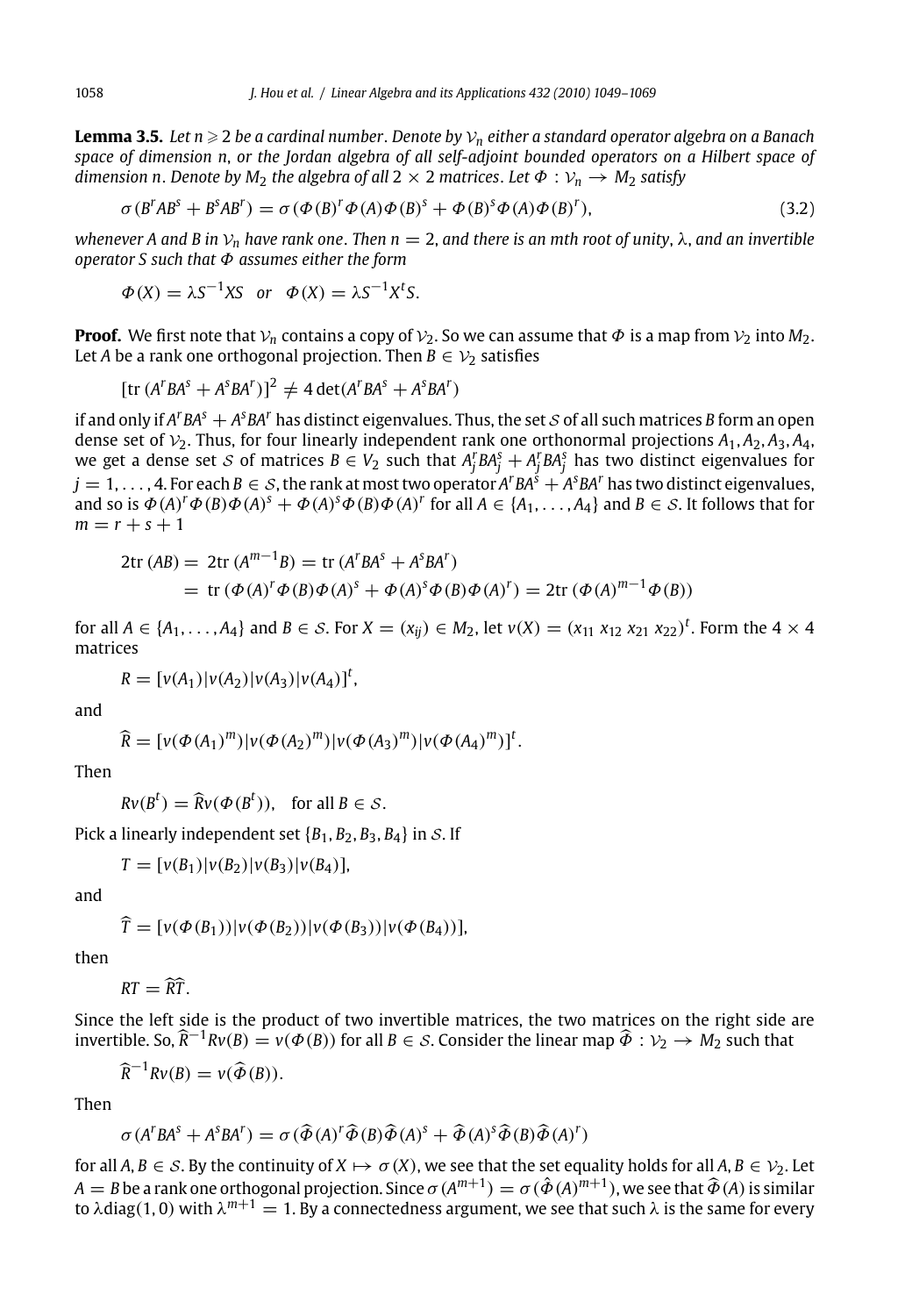**Lemma 3.5.** *Let $n \geqslant 2$ be a cardinal number. Denote by $\mathcal{V}_n$ either a standard operator algebra on a Banach space of dimension $n$, or the Jordan algebra of all self-adjoint bounded operators on a Hilbert space of dimension $n$. Denote by $M_2$ the algebra of all $2 \times 2$ matrices. Let $\Phi : \mathcal{V}_n \to M_2$ satisfy*

$$\sigma(B^rAB^s + B^sAB^r) = \sigma(\Phi(B)^r\Phi(A)\Phi(B)^s + \Phi(B)^s\Phi(A)\Phi(B)^r), \tag{3.2}$$

*whenever $A$ and $B$ in $\mathcal{V}_n$ have rank one. Then $n = 2$, and there is an $m$th root of unity, $\lambda$, and an invertible operator $S$ such that $\Phi$ assumes either the form*

$$\Phi(X) = \lambda S^{-1}XS \quad \text{or} \quad \Phi(X) = \lambda S^{-1}X^tS.$$

**Proof.** We first note that $\mathcal{V}_n$ contains a copy of $\mathcal{V}_2$. So we can assume that $\Phi$ is a map from $\mathcal{V}_2$ into $M_2$. Let $A$ be a rank one orthogonal projection. Then $B \in \mathcal{V}_2$ satisfies

$$[\operatorname{tr}(A^rBA^s + A^sBA^r)]^2 \neq 4\det(A^rBA^s + A^sBA^r)$$

if and only if $A^rBA^s + A^sBA^r$ has distinct eigenvalues. Thus, the set $\mathcal{S}$ of all such matrices $B$ form an open dense set of $\mathcal{V}_2$. Thus, for four linearly independent rank one orthonormal projections $A_1, A_2, A_3, A_4$, we get a dense set $\mathcal{S}$ of matrices $B \in V_2$ such that $A_j^rBA_j^s + A_j^rBA_j^s$ has two distinct eigenvalues for $j = 1, \ldots, 4$. For each $B \in \mathcal{S}$, the rank at most two operator $A^rBA^s + A^sBA^r$ has two distinct eigenvalues, and so is $\Phi(A)^r\Phi(B)\Phi(A)^s + \Phi(A)^s\Phi(B)\Phi(A)^r$ for all $A \in \{A_1, \ldots, A_4\}$ and $B \in \mathcal{S}$. It follows that for $m = r + s + 1$

$$\begin{aligned}
2\operatorname{tr}(AB) = {} & 2\operatorname{tr}(A^{m-1}B) = \operatorname{tr}(A^rBA^s + A^sBA^r) \\
= {} & \operatorname{tr}(\Phi(A)^r\Phi(B)\Phi(A)^s + \Phi(A)^s\Phi(B)\Phi(A)^r) = 2\operatorname{tr}(\Phi(A)^{m-1}\Phi(B))
\end{aligned}$$

for all $A \in \{A_1, \ldots, A_4\}$ and $B \in \mathcal{S}$. For $X = (x_{ij}) \in M_2$, let $v(X) = (x_{11}\ x_{12}\ x_{21}\ x_{22})^t$. Form the $4 \times 4$ matrices

$$R = [v(A_1)|v(A_2)|v(A_3)|v(A_4)]^t,$$

and

$$\widehat{R} = [v(\Phi(A_1)^m)|v(\Phi(A_2)^m)|v(\Phi(A_3)^m)|v(\Phi(A_4)^m)]^t.$$

Then

$$Rv(B^t) = \widehat{R}v(\Phi(B^t)), \quad \text{for all } B \in \mathcal{S}.$$

Pick a linearly independent set $\{B_1, B_2, B_3, B_4\}$ in $\mathcal{S}$. If

$$T = [v(B_1)|v(B_2)|v(B_3)|v(B_4)],$$

and

$$\widehat{T} = [v(\Phi(B_1))|v(\Phi(B_2))|v(\Phi(B_3))|v(\Phi(B_4))],$$

then

$$RT = \widehat{R}\widehat{T}.$$

Since the left side is the product of two invertible matrices, the two matrices on the right side are invertible. So, $\widehat{R}^{-1}Rv(B) = v(\Phi(B))$ for all $B \in \mathcal{S}$. Consider the linear map $\widehat{\Phi} : \mathcal{V}_2 \to M_2$ such that

$$\widehat{R}^{-1}Rv(B) = v(\widehat{\Phi}(B)).$$

Then

$$\sigma(A^rBA^s + A^sBA^r) = \sigma(\widehat{\Phi}(A)^r\widehat{\Phi}(B)\widehat{\Phi}(A)^s + \widehat{\Phi}(A)^s\widehat{\Phi}(B)\widehat{\Phi}(A)^r)$$

for all $A, B \in \mathcal{S}$. By the continuity of $X \mapsto \sigma(X)$, we see that the set equality holds for all $A, B \in \mathcal{V}_2$. Let $A = B$ be a rank one orthogonal projection. Since $\sigma(A^{m+1}) = \sigma(\hat{\Phi}(A)^{m+1})$, we see that $\widehat{\Phi}(A)$ is similar to $\lambda\operatorname{diag}(1, 0)$ with $\lambda^{m+1} = 1$. By a connectedness argument, we see that such $\lambda$ is the same for every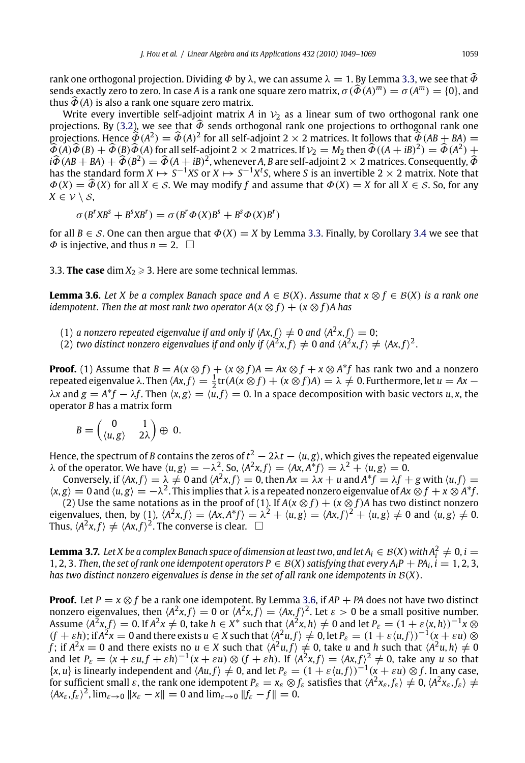rank one orthogonal projection. Dividing $\Phi$ by $\lambda$, we can assume $\lambda = 1$. By Lemma 3.3, we see that $\widehat{\Phi}$ sends exactly zero to zero. In case $A$ is a rank one square zero matrix, $\sigma(\widehat{\Phi}(A)^m) = \sigma(A^m) = \{0\}$, and thus $\widehat{\Phi}(A)$ is also a rank one square zero matrix.

Write every invertible self-adjoint matrix $A$ in $\mathcal{V}_2$ as a linear sum of two orthogonal rank one projections. By (3.2), we see that $\widehat{\Phi}$ sends orthogonal rank one projections to orthogonal rank one projections. Hence $\widehat{\Phi}(A^2) = \widehat{\Phi}(A)^2$ for all self-adjoint $2 \times 2$ matrices. It follows that $\widehat{\Phi}(AB + BA) = \widehat{\Phi}(A)\widehat{\Phi}(B) + \widehat{\Phi}(B)\widehat{\Phi}(A)$ for all self-adjoint $2 \times 2$ matrices. If $\mathcal{V}_2 = M_2$ then $\widehat{\Phi}((A + iB)^2) = \widehat{\Phi}(A^2) + i\widehat{\Phi}(AB + BA) + \widehat{\Phi}(B^2) = \widehat{\Phi}(A + iB)^2$, whenever $A, B$ are self-adjoint $2 \times 2$ matrices. Consequently, $\widehat{\Phi}$ has the standard form $X \mapsto S^{-1}XS$ or $X \mapsto S^{-1}X^tS$, where $S$ is an invertible $2 \times 2$ matrix. Note that $\Phi(X) = \widehat{\Phi}(X)$ for all $X \in \mathcal{S}$. We may modify $f$ and assume that $\Phi(X) = X$ for all $X \in \mathcal{S}$. So, for any $X \in \mathcal{V} \setminus \mathcal{S}$,

$$\sigma(B^rXB^s + B^sXB^r) = \sigma(B^r\Phi(X)B^s + B^s\Phi(X)B^r)$$

for all $B \in \mathcal{S}$. One can then argue that $\Phi(X) = X$ by Lemma 3.3. Finally, by Corollary 3.4 we see that $\Phi$ is injective, and thus $n = 2$. $\square$

### 3.3. The case $\dim X_2 \geqslant 3$. Here are some technical lemmas.

**Lemma 3.6.** *Let $X$ be a complex Banach space and $A \in \mathcal{B}(X)$. Assume that $x \otimes f \in \mathcal{B}(X)$ is a rank one idempotent. Then the at most rank two operator $A(x \otimes f) + (x \otimes f)A$ has*

(1) *a nonzero repeated eigenvalue if and only if $\langle Ax, f\rangle \neq 0$ and $\langle A^2x, f\rangle = 0$;*
(2) *two distinct nonzero eigenvalues if and only if $\langle A^2x, f\rangle \neq 0$ and $\langle A^2x, f\rangle \neq \langle Ax, f\rangle^2$.*

**Proof.** (1) Assume that $B = A(x \otimes f) + (x \otimes f)A = Ax \otimes f + x \otimes A^*f$ has rank two and a nonzero repeated eigenvalue $\lambda$. Then $\langle Ax, f\rangle = \frac{1}{2}\operatorname{tr}(A(x \otimes f) + (x \otimes f)A) = \lambda \neq 0$. Furthermore, let $u = Ax - \lambda x$ and $g = A^*f - \lambda f$. Then $\langle x, g\rangle = \langle u, f\rangle = 0$. In a space decomposition with basic vectors $u, x$, the operator $B$ has a matrix form

$$B = \begin{pmatrix} 0 & 1 \\ \langle u, g\rangle & 2\lambda \end{pmatrix} \oplus 0.$$

Hence, the spectrum of $B$ contains the zeros of $t^2 - 2\lambda t - \langle u, g\rangle$, which gives the repeated eigenvalue $\lambda$ of the operator. We have $\langle u, g\rangle = -\lambda^2$. So, $\langle A^2x, f\rangle = \langle Ax, A^*f\rangle = \lambda^2 + \langle u, g\rangle = 0$.

Conversely, if $\langle Ax, f\rangle = \lambda \neq 0$ and $\langle A^2x, f\rangle = 0$, then $Ax = \lambda x + u$ and $A^*f = \lambda f + g$ with $\langle u, f\rangle = \langle x, g\rangle = 0$ and $\langle u, g\rangle = -\lambda^2$. This implies that $\lambda$ is a repeated nonzero eigenvalue of $Ax \otimes f + x \otimes A^*f$.

(2) Use the same notations as in the proof of (1). If $A(x \otimes f) + (x \otimes f)A$ has two distinct nonzero eigenvalues, then, by (1), $\langle A^2x, f\rangle = \langle Ax, A^*f\rangle = \lambda^2 + \langle u, g\rangle = \langle Ax, f\rangle^2 + \langle u, g\rangle \neq 0$ and $\langle u, g\rangle \neq 0$. Thus, $\langle A^2x, f\rangle \neq \langle Ax, f\rangle^2$. The converse is clear. $\square$

**Lemma 3.7.** *Let $X$ be a complex Banach space of dimension at least two, and let $A_i \in \mathcal{B}(X)$ with $A_i^2 \neq 0$, $i = 1, 2, 3$. Then, the set of rank one idempotent operators $P \in \mathcal{B}(X)$ satisfying that every $A_iP + PA_i$, $i = 1, 2, 3$, has two distinct nonzero eigenvalues is dense in the set of all rank one idempotents in $\mathcal{B}(X)$.*

**Proof.** Let $P = x \otimes f$ be a rank one idempotent. By Lemma 3.6, if $AP + PA$ does not have two distinct nonzero eigenvalues, then $\langle A^2x, f\rangle = 0$ or $\langle A^2x, f\rangle = \langle Ax, f\rangle^2$. Let $\varepsilon > 0$ be a small positive number. Assume $\langle A^2x, f\rangle = 0$. If $A^2x \neq 0$, take $h \in X^*$ such that $\langle A^2x, h\rangle \neq 0$ and let $P_\varepsilon = (1 + \varepsilon\langle x, h\rangle)^{-1}x \otimes (f + \varepsilon h)$; if $A^2x = 0$ and there exists $u \in X$ such that $\langle A^2u, f\rangle \neq 0$, let $P_\varepsilon = (1 + \varepsilon\langle u, f\rangle)^{-1}(x + \varepsilon u) \otimes f$; if $A^2x = 0$ and there exists no $u \in X$ such that $\langle A^2u, f\rangle \neq 0$, take $u$ and $h$ such that $\langle A^2u, h\rangle \neq 0$ and let $P_\varepsilon = \langle x + \varepsilon u, f + \varepsilon h\rangle^{-1}(x + \varepsilon u) \otimes (f + \varepsilon h)$. If $\langle A^2x, f\rangle = \langle Ax, f\rangle^2 \neq 0$, take any $u$ so that $\{x, u\}$ is linearly independent and $\langle Au, f\rangle \neq 0$, and let $P_\varepsilon = (1 + \varepsilon\langle u, f\rangle)^{-1}(x + \varepsilon u) \otimes f$. In any case, for sufficient small $\varepsilon$, the rank one idempotent $P_\varepsilon = x_\varepsilon \otimes f_\varepsilon$ satisfies that $\langle A^2x_\varepsilon, f_\varepsilon\rangle \neq 0$, $\langle A^2x_\varepsilon, f_\varepsilon\rangle \neq \langle Ax_\varepsilon, f_\varepsilon\rangle^2$, $\lim_{\varepsilon\to 0}\|x_\varepsilon - x\| = 0$ and $\lim_{\varepsilon\to 0}\|f_\varepsilon - f\| = 0$.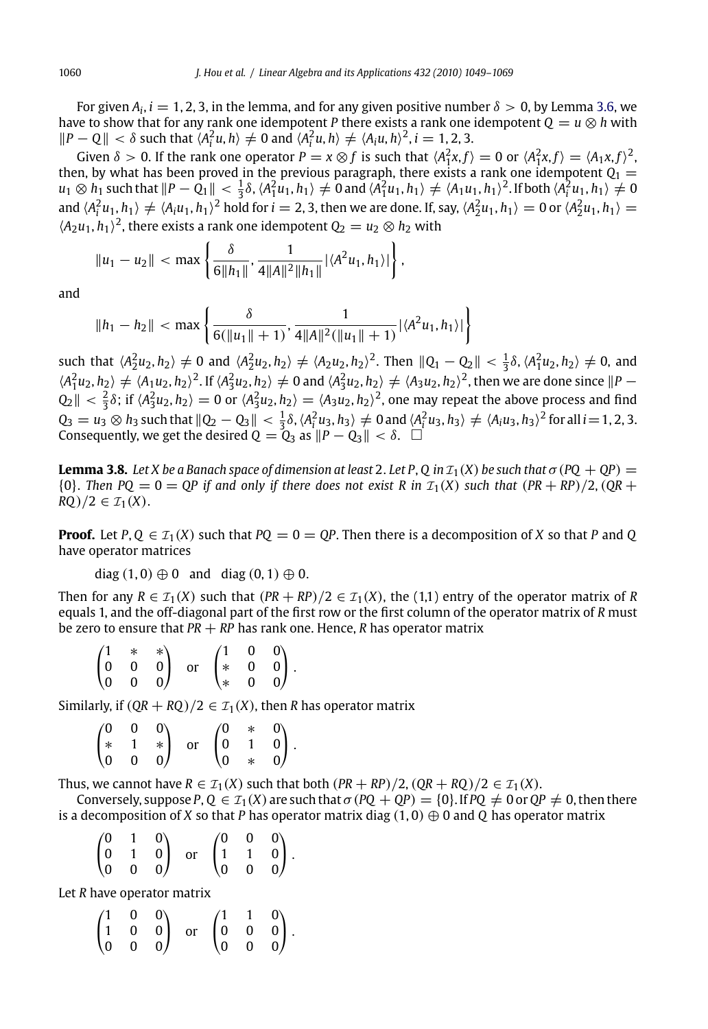For given $A_i, i = 1, 2, 3$, in the lemma, and for any given positive number $\delta > 0$, by Lemma 3.6, we have to show that for any rank one idempotent $P$ there exists a rank one idempotent $Q = u \otimes h$ with $\|P - Q\| < \delta$ such that $\langle A_i^2 u, h\rangle \neq 0$ and $\langle A_i^2 u, h\rangle \neq \langle A_i u, h\rangle^2$, $i = 1, 2, 3$.

Given $\delta > 0$. If the rank one operator $P = x \otimes f$ is such that $\langle A_1^2 x, f\rangle = 0$ or $\langle A_1^2 x, f\rangle = \langle A_1 x, f\rangle^2$, then, by what has been proved in the previous paragraph, there exists a rank one idempotent $Q_1 = u_1 \otimes h_1$ such that $\|P - Q_1\| < \frac{1}{3}\delta$, $\langle A_1^2 u_1, h_1\rangle \neq 0$ and $\langle A_1^2 u_1, h_1\rangle \neq \langle A_1 u_1, h_1\rangle^2$. If both $\langle A_i^2 u_1, h_1\rangle \neq 0$ and $\langle A_i^2 u_1, h_1\rangle \neq \langle A_i u_1, h_1\rangle^2$ hold for $i = 2, 3$, then we are done. If, say, $\langle A_2^2 u_1, h_1\rangle = 0$ or $\langle A_2^2 u_1, h_1\rangle = \langle A_2 u_1, h_1\rangle^2$, there exists a rank one idempotent $Q_2 = u_2 \otimes h_2$ with

$$\|u_1 - u_2\| < \max\left\{\frac{\delta}{6\|h_1\|}, \frac{1}{4\|A\|^2\|h_1\|}|\langle A^2 u_1, h_1\rangle|\right\},$$

and

$$\|h_1 - h_2\| < \max\left\{\frac{\delta}{6(\|u_1\| + 1)}, \frac{1}{4\|A\|^2(\|u_1\| + 1)}|\langle A^2 u_1, h_1\rangle|\right\}$$

such that $\langle A_2^2 u_2, h_2\rangle \neq 0$ and $\langle A_2^2 u_2, h_2\rangle \neq \langle A_2 u_2, h_2\rangle^2$. Then $\|Q_1 - Q_2\| < \frac{1}{3}\delta$, $\langle A_1^2 u_2, h_2\rangle \neq 0$, and $\langle A_1^2 u_2, h_2\rangle \neq \langle A_1 u_2, h_2\rangle^2$. If $\langle A_3^2 u_2, h_2\rangle \neq 0$ and $\langle A_3^2 u_2, h_2\rangle \neq \langle A_3 u_2, h_2\rangle^2$, then we are done since $\|P - Q_2\| < \frac{2}{3}\delta$; if $\langle A_3^2 u_2, h_2\rangle = 0$ or $\langle A_3^2 u_2, h_2\rangle = \langle A_3 u_2, h_2\rangle^2$, one may repeat the above process and find $Q_3 = u_3 \otimes h_3$ such that $\|Q_2 - Q_3\| < \frac{1}{3}\delta$, $\langle A_i^2 u_3, h_3\rangle \neq 0$ and $\langle A_i^2 u_3, h_3\rangle \neq \langle A_i u_3, h_3\rangle^2$ for all $i = 1, 2, 3$. Consequently, we get the desired $Q = Q_3$ as $\|P - Q_3\| < \delta$. $\square$

**Lemma 3.8.** *Let $X$ be a Banach space of dimension at least 2. Let $P, Q$ in $\mathcal{I}_1(X)$ be such that $\sigma(PQ + QP) = \{0\}$. Then $PQ = 0 = QP$ if and only if there does not exist $R$ in $\mathcal{I}_1(X)$ such that $(PR + RP)/2$, $(QR + RQ)/2 \in \mathcal{I}_1(X)$.*

**Proof.** Let $P, Q \in \mathcal{I}_1(X)$ such that $PQ = 0 = QP$. Then there is a decomposition of $X$ so that $P$ and $Q$ have operator matrices

$$\operatorname{diag}(1, 0) \oplus 0 \quad \text{and} \quad \operatorname{diag}(0, 1) \oplus 0.$$

Then for any $R \in \mathcal{I}_1(X)$ such that $(PR + RP)/2 \in \mathcal{I}_1(X)$, the (1,1) entry of the operator matrix of $R$ equals 1, and the off-diagonal part of the first row or the first column of the operator matrix of $R$ must be zero to ensure that $PR + RP$ has rank one. Hence, $R$ has operator matrix

$$\begin{pmatrix} 1 & * & * \\ 0 & 0 & 0 \\ 0 & 0 & 0 \end{pmatrix} \quad \text{or} \quad \begin{pmatrix} 1 & 0 & 0 \\ * & 0 & 0 \\ * & 0 & 0 \end{pmatrix}.$$

Similarly, if $(QR + RQ)/2 \in \mathcal{I}_1(X)$, then $R$ has operator matrix

$$\begin{pmatrix} 0 & 0 & 0 \\ * & 1 & * \\ 0 & 0 & 0 \end{pmatrix} \quad \text{or} \quad \begin{pmatrix} 0 & * & 0 \\ 0 & 1 & 0 \\ 0 & * & 0 \end{pmatrix}.$$

Thus, we cannot have $R \in \mathcal{I}_1(X)$ such that both $(PR + RP)/2$, $(QR + RQ)/2 \in \mathcal{I}_1(X)$.

Conversely, suppose $P, Q \in \mathcal{I}_1(X)$ are such that $\sigma(PQ + QP) = \{0\}$. If $PQ \neq 0$ or $QP \neq 0$, then there is a decomposition of $X$ so that $P$ has operator matrix $\operatorname{diag}(1, 0) \oplus 0$ and $Q$ has operator matrix

$$\begin{pmatrix} 0 & 1 & 0 \\ 0 & 1 & 0 \\ 0 & 0 & 0 \end{pmatrix} \quad \text{or} \quad \begin{pmatrix} 0 & 0 & 0 \\ 1 & 1 & 0 \\ 0 & 0 & 0 \end{pmatrix}.$$

Let $R$ have operator matrix

$$\begin{pmatrix} 1 & 0 & 0 \\ 1 & 0 & 0 \\ 0 & 0 & 0 \end{pmatrix} \quad \text{or} \quad \begin{pmatrix} 1 & 1 & 0 \\ 0 & 0 & 0 \\ 0 & 0 & 0 \end{pmatrix}.$$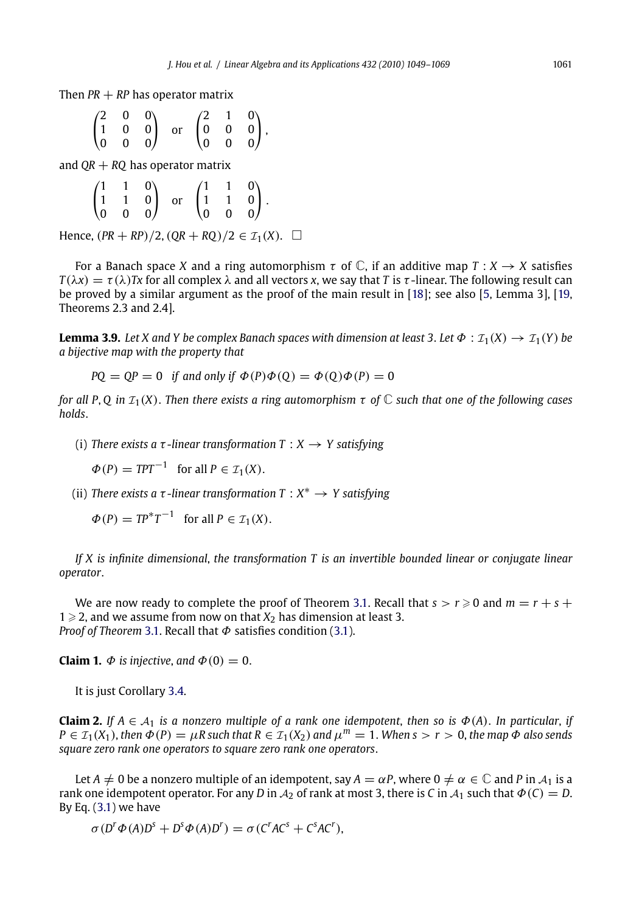Then $PR + RP$ has operator matrix

$$\begin{pmatrix} 2 & 0 & 0 \\ 1 & 0 & 0 \\ 0 & 0 & 0 \end{pmatrix} \quad \text{or} \quad \begin{pmatrix} 2 & 1 & 0 \\ 0 & 0 & 0 \\ 0 & 0 & 0 \end{pmatrix},$$

and $QR + RQ$ has operator matrix

$$\begin{pmatrix} 1 & 1 & 0 \\ 1 & 1 & 0 \\ 0 & 0 & 0 \end{pmatrix} \quad \text{or} \quad \begin{pmatrix} 1 & 1 & 0 \\ 1 & 1 & 0 \\ 0 & 0 & 0 \end{pmatrix}.$$

Hence, $(PR + RP)/2, (QR + RQ)/2 \in \mathcal{I}_1(X)$. $\square$

For a Banach space $X$ and a ring automorphism $\tau$ of $\mathbb{C}$, if an additive map $T : X \to X$ satisfies $T(\lambda x) = \tau(\lambda)Tx$ for all complex $\lambda$ and all vectors $x$, we say that $T$ is $\tau$-linear. The following result can be proved by a similar argument as the proof of the main result in [18]; see also [5, Lemma 3], [19, Theorems 2.3 and 2.4].

**Lemma 3.9.** *Let $X$ and $Y$ be complex Banach spaces with dimension at least 3. Let $\Phi : \mathcal{I}_1(X) \to \mathcal{I}_1(Y)$ be a bijective map with the property that*

$$PQ = QP = 0 \quad \text{if and only if } \Phi(P)\Phi(Q) = \Phi(Q)\Phi(P) = 0$$

*for all $P, Q$ in $\mathcal{I}_1(X)$. Then there exists a ring automorphism $\tau$ of $\mathbb{C}$ such that one of the following cases holds.*

(i) *There exists a $\tau$-linear transformation $T : X \to Y$ satisfying*

$$\Phi(P) = TPT^{-1} \quad \text{for all } P \in \mathcal{I}_1(X).$$

(ii) *There exists a $\tau$-linear transformation $T : X^* \to Y$ satisfying*

$$\Phi(P) = TP^*T^{-1} \quad \text{for all } P \in \mathcal{I}_1(X).$$

*If $X$ is infinite dimensional, the transformation $T$ is an invertible bounded linear or conjugate linear operator.*

We are now ready to complete the proof of Theorem 3.1. Recall that $s > r \geqslant 0$ and $m = r + s + 1 \geqslant 2$, and we assume from now on that $X_2$ has dimension at least 3.

*Proof of Theorem* 3.1. Recall that $\Phi$ satisfies condition (3.1).

**Claim 1.** *$\Phi$ is injective, and $\Phi(0) = 0$.*

It is just Corollary 3.4.

**Claim 2.** *If $A \in \mathcal{A}_1$ is a nonzero multiple of a rank one idempotent, then so is $\Phi(A)$. In particular, if $P \in \mathcal{I}_1(X_1)$, then $\Phi(P) = \mu R$ such that $R \in \mathcal{I}_1(X_2)$ and $\mu^m = 1$. When $s > r > 0$, the map $\Phi$ also sends square zero rank one operators to square zero rank one operators.*

Let $A \neq 0$ be a nonzero multiple of an idempotent, say $A = \alpha P$, where $0 \neq \alpha \in \mathbb{C}$ and $P$ in $\mathcal{A}_1$ is a rank one idempotent operator. For any $D$ in $\mathcal{A}_2$ of rank at most 3, there is $C$ in $\mathcal{A}_1$ such that $\Phi(C) = D$. By Eq. (3.1) we have

$$\sigma(D^r\Phi(A)D^s + D^s\Phi(A)D^r) = \sigma(C^rAC^s + C^sAC^r),$$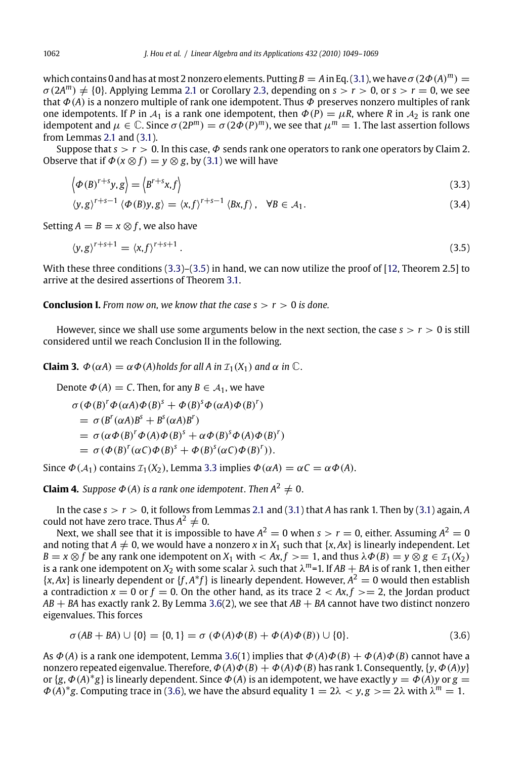which contains 0 and has at most 2 nonzero elements. Putting $B = A$ in Eq. (3.1), we have $\sigma(2\Phi(A)^m) = \sigma(2A^m) \neq \{0\}$. Applying Lemma 2.1 or Corollary 2.3, depending on $s > r > 0$, or $s > r = 0$, we see that $\Phi(A)$ is a nonzero multiple of rank one idempotent. Thus $\Phi$ preserves nonzero multiples of rank one idempotents. If $P$ in $\mathcal{A}_1$ is a rank one idempotent, then $\Phi(P) = \mu R$, where $R$ in $\mathcal{A}_2$ is rank one idempotent and $\mu \in \mathbb{C}$. Since $\sigma(2P^m) = \sigma(2\Phi(P)^m)$, we see that $\mu^m = 1$. The last assertion follows from Lemmas 2.1 and (3.1).

Suppose that $s > r > 0$. In this case, $\Phi$ sends rank one operators to rank one operators by Claim 2. Observe that if $\Phi(x \otimes f) = y \otimes g$, by (3.1) we will have

$$\left\langle \Phi(B)^{r+s}y, g\right\rangle = \left\langle B^{r+s}x, f\right\rangle \tag{3.3}$$

$$\langle y, g\rangle^{r+s-1} \langle \Phi(B)y, g\rangle = \langle x, f\rangle^{r+s-1} \langle Bx, f\rangle, \quad \forall B \in \mathcal{A}_1. \tag{3.4}$$

Setting $A = B = x \otimes f$, we also have

$$\langle y, g\rangle^{r+s+1} = \langle x, f\rangle^{r+s+1}. \tag{3.5}$$

With these three conditions (3.3)–(3.5) in hand, we can now utilize the proof of [12, Theorem 2.5] to arrive at the desired assertions of Theorem 3.1.

**Conclusion I.** *From now on, we know that the case $s > r > 0$ is done.*

However, since we shall use some arguments below in the next section, the case $s > r > 0$ is still considered until we reach Conclusion II in the following.

**Claim 3.** *$\Phi(\alpha A) = \alpha\Phi(A)$ holds for all $A$ in $\mathcal{I}_1(X_1)$ and $\alpha$ in $\mathbb{C}$.*

Denote $\Phi(A) = C$. Then, for any $B \in \mathcal{A}_1$, we have

$$\begin{aligned}
&\sigma(\Phi(B)^r\Phi(\alpha A)\Phi(B)^s + \Phi(B)^s\Phi(\alpha A)\Phi(B)^r) \\
&= \sigma(B^r(\alpha A)B^s + B^s(\alpha A)B^r) \\
&= \sigma(\alpha\Phi(B)^r\Phi(A)\Phi(B)^s + \alpha\Phi(B)^s\Phi(A)\Phi(B)^r) \\
&= \sigma(\Phi(B)^r(\alpha C)\Phi(B)^s + \Phi(B)^s(\alpha C)\Phi(B)^r)).
\end{aligned}$$

Since $\Phi(\mathcal{A}_1)$ contains $\mathcal{I}_1(X_2)$, Lemma 3.3 implies $\Phi(\alpha A) = \alpha C = \alpha\Phi(A)$.

**Claim 4.** *Suppose $\Phi(A)$ is a rank one idempotent. Then $A^2 \neq 0$.*

In the case $s > r > 0$, it follows from Lemmas 2.1 and (3.1) that $A$ has rank 1. Then by (3.1) again, $A$ could not have zero trace. Thus $A^2 \neq 0$.

Next, we shall see that it is impossible to have $A^2 = 0$ when $s > r = 0$, either. Assuming $A^2 = 0$ and noting that $A \neq 0$, we would have a nonzero $x$ in $X_1$ such that $\{x, Ax\}$ is linearly independent. Let $B = x \otimes f$ be any rank one idempotent on $X_1$ with $< Ax, f >= 1$, and thus $\lambda\Phi(B) = y \otimes g \in \mathcal{I}_1(X_2)$ is a rank one idempotent on $X_2$ with some scalar $\lambda$ such that $\lambda^m$=1. If $AB + BA$ is of rank 1, then either $\{x, Ax\}$ is linearly dependent or $\{f, A^*f\}$ is linearly dependent. However, $A^2 = 0$ would then establish a contradiction $x = 0$ or $f = 0$. On the other hand, as its trace $2 < Ax, f >= 2$, the Jordan product $AB + BA$ has exactly rank 2. By Lemma 3.6(2), we see that $AB + BA$ cannot have two distinct nonzero eigenvalues. This forces

$$\sigma(AB + BA) \cup \{0\} = \{0, 1\} = \sigma\left(\Phi(A)\Phi(B) + \Phi(A)\Phi(B)\right) \cup \{0\}. \tag{3.6}$$

As $\Phi(A)$ is a rank one idempotent, Lemma 3.6(1) implies that $\Phi(A)\Phi(B) + \Phi(A)\Phi(B)$ cannot have a nonzero repeated eigenvalue. Therefore, $\Phi(A)\Phi(B) + \Phi(A)\Phi(B)$ has rank 1. Consequently, $\{y, \Phi(A)y\}$ or $\{g, \Phi(A)^*g\}$ is linearly dependent. Since $\Phi(A)$ is an idempotent, we have exactly $y = \Phi(A)y$ or $g = \Phi(A)^*g$. Computing trace in (3.6), we have the absurd equality $1 = 2\lambda < y, g >= 2\lambda$ with $\lambda^m = 1$.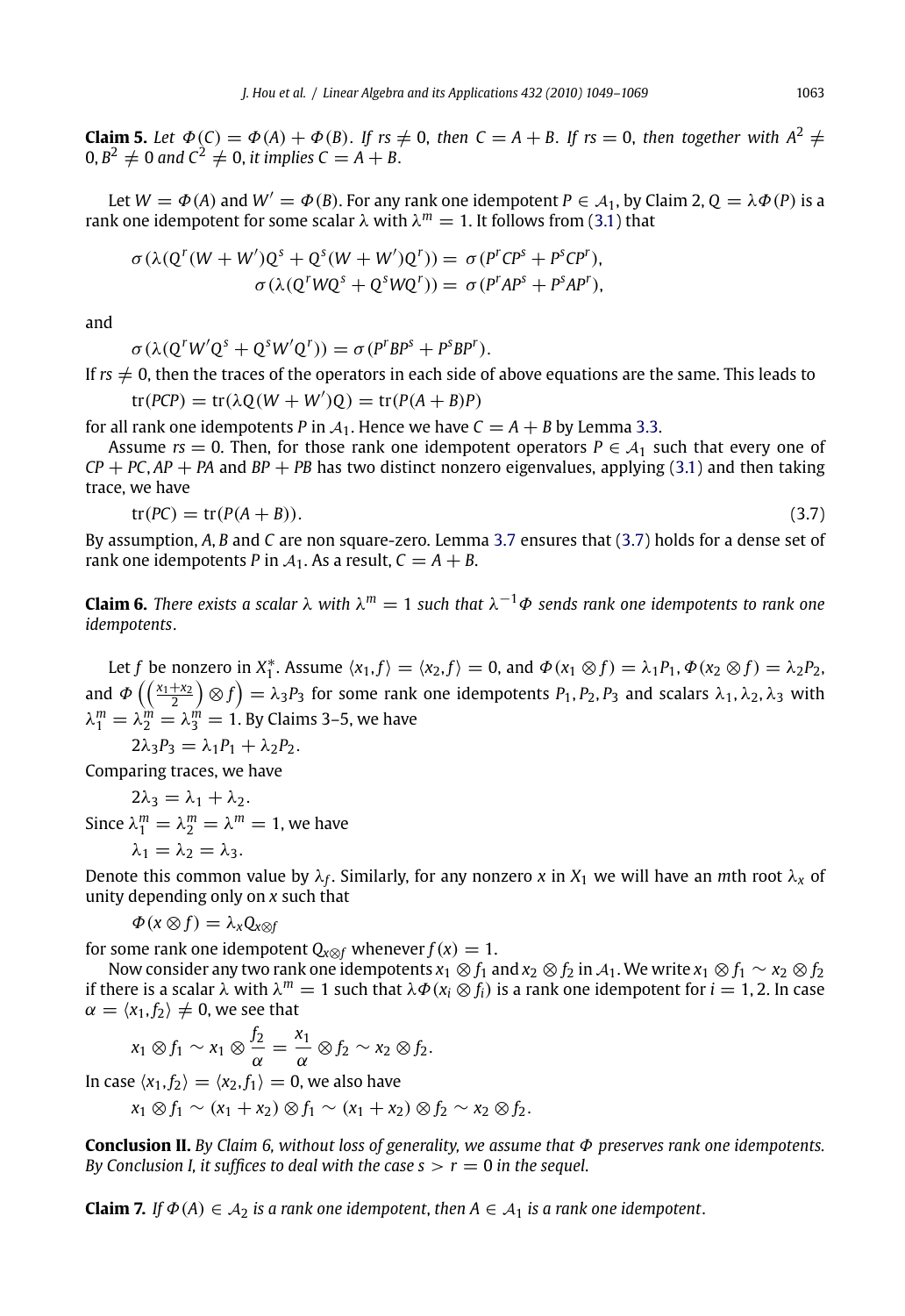**Claim 5.** *Let $\Phi(C) = \Phi(A) + \Phi(B)$. If $rs \neq 0$, then $C = A + B$. If $rs = 0$, then together with $A^2 \neq 0, B^2 \neq 0$ and $C^2 \neq 0$, it implies $C = A + B$.*

Let $W = \Phi(A)$ and $W' = \Phi(B)$. For any rank one idempotent $P \in \mathcal{A}_1$, by Claim 2, $Q = \lambda\Phi(P)$ is a rank one idempotent for some scalar $\lambda$ with $\lambda^m = 1$. It follows from (3.1) that

$$\sigma(\lambda(Q^r(W + W')Q^s + Q^s(W + W')Q^r)) = \sigma(P^r CP^s + P^s CP^r),$$
$$\sigma(\lambda(Q^r WQ^s + Q^s WQ^r)) = \sigma(P^r AP^s + P^s AP^r),$$

and

$$\sigma(\lambda(Q^r W'Q^s + Q^s W'Q^r)) = \sigma(P^r BP^s + P^s BP^r).$$

If $rs \neq 0$, then the traces of the operators in each side of above equations are the same. This leads to

$$\mathrm{tr}(PCP) = \mathrm{tr}(\lambda Q(W + W')Q) = \mathrm{tr}(P(A + B)P)$$

for all rank one idempotents $P$ in $\mathcal{A}_1$. Hence we have $C = A + B$ by Lemma 3.3.

Assume $rs = 0$. Then, for those rank one idempotent operators $P \in \mathcal{A}_1$ such that every one of $CP + PC, AP + PA$ and $BP + PB$ has two distinct nonzero eigenvalues, applying (3.1) and then taking trace, we have

$$\mathrm{tr}(PC) = \mathrm{tr}(P(A + B)). \tag{3.7}$$

By assumption, $A, B$ and $C$ are non square-zero. Lemma 3.7 ensures that (3.7) holds for a dense set of rank one idempotents $P$ in $\mathcal{A}_1$. As a result, $C = A + B$.

**Claim 6.** *There exists a scalar $\lambda$ with $\lambda^m = 1$ such that $\lambda^{-1}\Phi$ sends rank one idempotents to rank one idempotents.*

Let $f$ be nonzero in $X_1^*$. Assume $\langle x_1, f\rangle = \langle x_2, f\rangle = 0$, and $\Phi(x_1 \otimes f) = \lambda_1 P_1, \Phi(x_2 \otimes f) = \lambda_2 P_2$, and $\Phi\left(\left(\frac{x_1+x_2}{2}\right) \otimes f\right) = \lambda_3 P_3$ for some rank one idempotents $P_1, P_2, P_3$ and scalars $\lambda_1, \lambda_2, \lambda_3$ with $\lambda_1^m = \lambda_2^m = \lambda_3^m = 1$. By Claims 3–5, we have

$$2\lambda_3 P_3 = \lambda_1 P_1 + \lambda_2 P_2.$$

Comparing traces, we have

$$2\lambda_3 = \lambda_1 + \lambda_2.$$

Since $\lambda_1^m = \lambda_2^m = \lambda^m = 1$, we have

$$\lambda_1 = \lambda_2 = \lambda_3.$$

Denote this common value by $\lambda_f$. Similarly, for any nonzero $x$ in $X_1$ we will have an $m$th root $\lambda_x$ of unity depending only on $x$ such that

$$\Phi(x \otimes f) = \lambda_x Q_{x\otimes f}$$

for some rank one idempotent $Q_{x\otimes f}$ whenever $f(x) = 1$.

Now consider any two rank one idempotents $x_1 \otimes f_1$ and $x_2 \otimes f_2$ in $\mathcal{A}_1$. We write $x_1 \otimes f_1 \sim x_2 \otimes f_2$ if there is a scalar $\lambda$ with $\lambda^m = 1$ such that $\lambda\Phi(x_i \otimes f_i)$ is a rank one idempotent for $i = 1, 2$. In case $\alpha = \langle x_1, f_2\rangle \neq 0$, we see that

$$x_1 \otimes f_1 \sim x_1 \otimes \frac{f_2}{\alpha} = \frac{x_1}{\alpha} \otimes f_2 \sim x_2 \otimes f_2.$$

In case $\langle x_1, f_2\rangle = \langle x_2, f_1\rangle = 0$, we also have

$$x_1 \otimes f_1 \sim (x_1 + x_2) \otimes f_1 \sim (x_1 + x_2) \otimes f_2 \sim x_2 \otimes f_2.$$

**Conclusion II.** *By Claim 6, without loss of generality, we assume that $\Phi$ preserves rank one idempotents. By Conclusion I, it suffices to deal with the case $s > r = 0$ in the sequel.*

**Claim 7.** *If $\Phi(A) \in \mathcal{A}_2$ is a rank one idempotent, then $A \in \mathcal{A}_1$ is a rank one idempotent.*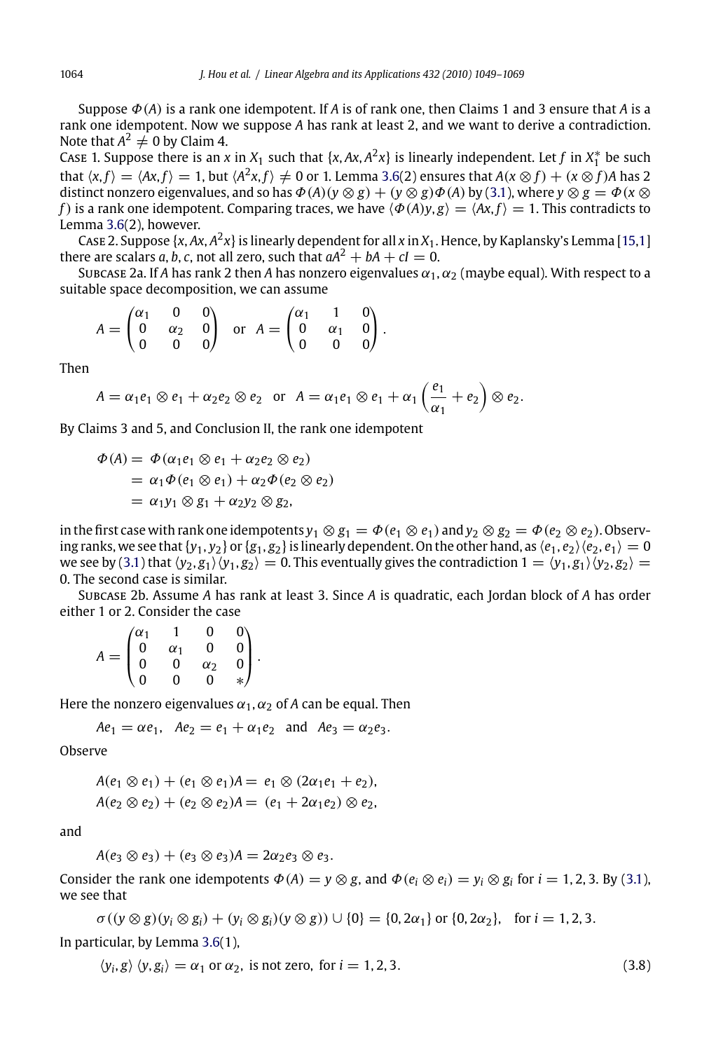Suppose $\Phi(A)$ is a rank one idempotent. If $A$ is of rank one, then Claims 1 and 3 ensure that $A$ is a rank one idempotent. Now we suppose $A$ has rank at least 2, and we want to derive a contradiction. Note that $A^2 \neq 0$ by Claim 4.

Case 1. Suppose there is an $x$ in $X_1$ such that $\{x, Ax, A^2x\}$ is linearly independent. Let $f$ in $X_1^*$ be such that $\langle x, f\rangle = \langle Ax, f\rangle = 1$, but $\langle A^2x, f\rangle \neq 0$ or 1. Lemma 3.6(2) ensures that $A(x \otimes f) + (x \otimes f)A$ has 2 distinct nonzero eigenvalues, and so has $\Phi(A)(y \otimes g) + (y \otimes g)\Phi(A)$ by (3.1), where $y \otimes g = \Phi(x \otimes f)$ is a rank one idempotent. Comparing traces, we have $\langle \Phi(A)y, g\rangle = \langle Ax, f\rangle = 1$. This contradicts to Lemma 3.6(2), however.

Case 2. Suppose $\{x, Ax, A^2x\}$ is linearly dependent for all $x$ in $X_1$. Hence, by Kaplansky's Lemma [15,1] there are scalars $a, b, c$, not all zero, such that $aA^2 + bA + cI = 0$.

Subcase 2a. If $A$ has rank 2 then $A$ has nonzero eigenvalues $\alpha_1, \alpha_2$ (maybe equal). With respect to a suitable space decomposition, we can assume

$$A = \begin{pmatrix} \alpha_1 & 0 & 0 \\ 0 & \alpha_2 & 0 \\ 0 & 0 & 0 \end{pmatrix} \quad \text{or} \quad A = \begin{pmatrix} \alpha_1 & 1 & 0 \\ 0 & \alpha_1 & 0 \\ 0 & 0 & 0 \end{pmatrix}.$$

Then

$$A = \alpha_1 e_1 \otimes e_1 + \alpha_2 e_2 \otimes e_2 \quad \text{or} \quad A = \alpha_1 e_1 \otimes e_1 + \alpha_1 \left(\frac{e_1}{\alpha_1} + e_2\right) \otimes e_2.$$

By Claims 3 and 5, and Conclusion II, the rank one idempotent

$$\begin{aligned} \Phi(A) &= \Phi(\alpha_1 e_1 \otimes e_1 + \alpha_2 e_2 \otimes e_2) \\ &= \alpha_1 \Phi(e_1 \otimes e_1) + \alpha_2 \Phi(e_2 \otimes e_2) \\ &= \alpha_1 y_1 \otimes g_1 + \alpha_2 y_2 \otimes g_2, \end{aligned}$$

in the first case with rank one idempotents $y_1 \otimes g_1 = \Phi(e_1 \otimes e_1)$ and $y_2 \otimes g_2 = \Phi(e_2 \otimes e_2)$. Observing ranks, we see that $\{y_1, y_2\}$ or $\{g_1, g_2\}$ is linearly dependent. On the other hand, as $\langle e_1, e_2\rangle\langle e_2, e_1\rangle = 0$ we see by (3.1) that $\langle y_2, g_1\rangle\langle y_1, g_2\rangle = 0$. This eventually gives the contradiction $1 = \langle y_1, g_1\rangle\langle y_2, g_2\rangle = 0$. The second case is similar.

Subcase 2b. Assume $A$ has rank at least 3. Since $A$ is quadratic, each Jordan block of $A$ has order either 1 or 2. Consider the case

$$A = \begin{pmatrix} \alpha_1 & 1 & 0 & 0 \\ 0 & \alpha_1 & 0 & 0 \\ 0 & 0 & \alpha_2 & 0 \\ 0 & 0 & 0 & * \end{pmatrix}.$$

Here the nonzero eigenvalues $\alpha_1, \alpha_2$ of $A$ can be equal. Then

$$Ae_1 = \alpha e_1, \quad Ae_2 = e_1 + \alpha_1 e_2 \quad \text{and} \quad Ae_3 = \alpha_2 e_3.$$

Observe

$$\begin{aligned} A(e_1 \otimes e_1) + (e_1 \otimes e_1)A &= e_1 \otimes (2\alpha_1 e_1 + e_2), \\ A(e_2 \otimes e_2) + (e_2 \otimes e_2)A &= (e_1 + 2\alpha_1 e_2) \otimes e_2, \end{aligned}$$

and

$$A(e_3 \otimes e_3) + (e_3 \otimes e_3)A = 2\alpha_2 e_3 \otimes e_3.$$

Consider the rank one idempotents $\Phi(A) = y \otimes g$, and $\Phi(e_i \otimes e_i) = y_i \otimes g_i$ for $i = 1, 2, 3$. By (3.1), we see that

$$\sigma((y \otimes g)(y_i \otimes g_i) + (y_i \otimes g_i)(y \otimes g)) \cup \{0\} = \{0, 2\alpha_1\} \text{ or } \{0, 2\alpha_2\}, \quad \text{for } i = 1, 2, 3.$$

In particular, by Lemma 3.6(1),

$$\langle y_i, g\rangle \, \langle y, g_i\rangle = \alpha_1 \text{ or } \alpha_2, \text{ is not zero, for } i = 1, 2, 3. \tag{3.8}$$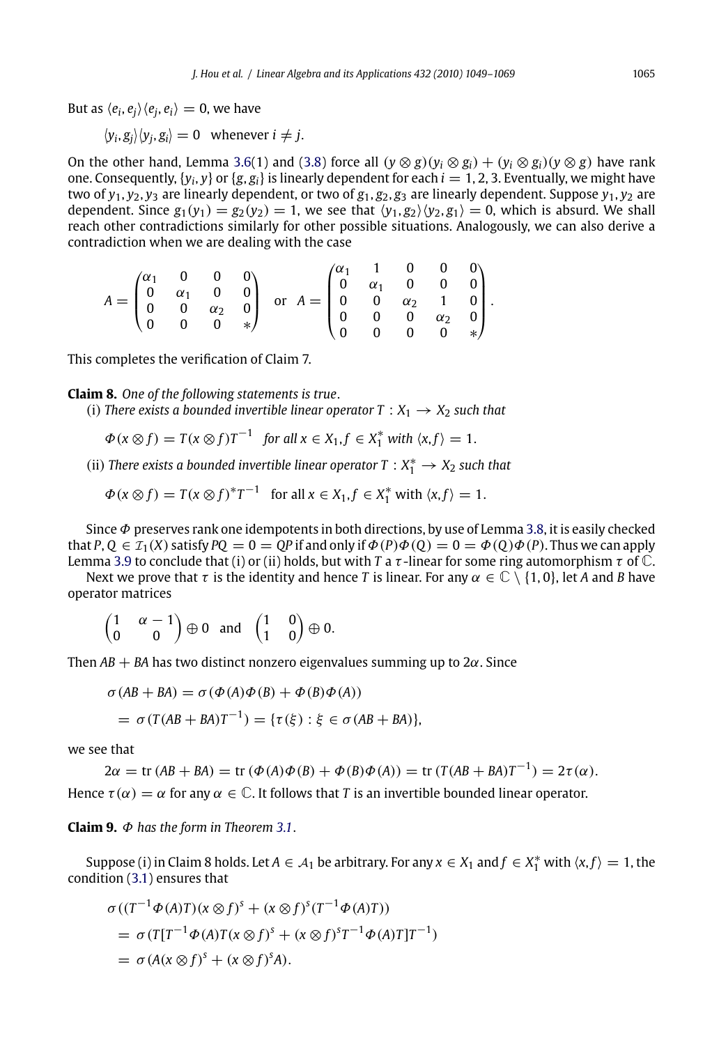But as $\langle e_i, e_j\rangle\langle e_j, e_i\rangle = 0$, we have

$$\langle y_i, g_j\rangle\langle y_j, g_i\rangle = 0 \quad \text{whenever } i \neq j.$$

On the other hand, Lemma 3.6(1) and (3.8) force all $(y \otimes g)(y_i \otimes g_i) + (y_i \otimes g_i)(y \otimes g)$ have rank one. Consequently, $\{y_i, y\}$ or $\{g, g_i\}$ is linearly dependent for each $i = 1, 2, 3$. Eventually, we might have two of $y_1, y_2, y_3$ are linearly dependent, or two of $g_1, g_2, g_3$ are linearly dependent. Suppose $y_1, y_2$ are dependent. Since $g_1(y_1) = g_2(y_2) = 1$, we see that $\langle y_1, g_2\rangle\langle y_2, g_1\rangle = 0$, which is absurd. We shall reach other contradictions similarly for other possible situations. Analogously, we can also derive a contradiction when we are dealing with the case

$$A = \begin{pmatrix} \alpha_1 & 0 & 0 & 0 \\ 0 & \alpha_1 & 0 & 0 \\ 0 & 0 & \alpha_2 & 0 \\ 0 & 0 & 0 & * \end{pmatrix} \quad \text{or} \quad A = \begin{pmatrix} \alpha_1 & 1 & 0 & 0 & 0 \\ 0 & \alpha_1 & 0 & 0 & 0 \\ 0 & 0 & \alpha_2 & 1 & 0 \\ 0 & 0 & 0 & \alpha_2 & 0 \\ 0 & 0 & 0 & 0 & * \end{pmatrix}.$$

This completes the verification of Claim 7.

**Claim 8.** *One of the following statements is true*.

(i) *There exists a bounded invertible linear operator $T : X_1 \to X_2$ such that*

$$\Phi(x \otimes f) = T(x \otimes f)T^{-1} \quad \textit{for all } x \in X_1, f \in X_1^* \textit{ with } \langle x, f\rangle = 1.$$

(ii) *There exists a bounded invertible linear operator $T : X_1^* \to X_2$ such that*

$$\Phi(x \otimes f) = T(x \otimes f)^* T^{-1} \quad \text{for all } x \in X_1, f \in X_1^* \text{ with } \langle x, f\rangle = 1.$$

Since $\Phi$ preserves rank one idempotents in both directions, by use of Lemma 3.8, it is easily checked that $P, Q \in \mathcal{I}_1(X)$ satisfy $PQ = 0 = QP$ if and only if $\Phi(P)\Phi(Q) = 0 = \Phi(Q)\Phi(P)$. Thus we can apply Lemma 3.9 to conclude that (i) or (ii) holds, but with $T$ a $\tau$-linear for some ring automorphism $\tau$ of $\mathbb{C}$.

Next we prove that $\tau$ is the identity and hence $T$ is linear. For any $\alpha \in \mathbb{C} \setminus \{1, 0\}$, let $A$ and $B$ have operator matrices

$$\begin{pmatrix} 1 & \alpha - 1 \\ 0 & 0 \end{pmatrix} \oplus 0 \quad \text{and} \quad \begin{pmatrix} 1 & 0 \\ 1 & 0 \end{pmatrix} \oplus 0.$$

Then $AB + BA$ has two distinct nonzero eigenvalues summing up to $2\alpha$. Since

$$\begin{aligned} \sigma(AB + BA) &= \sigma(\Phi(A)\Phi(B) + \Phi(B)\Phi(A)) \\ &= \sigma(T(AB + BA)T^{-1}) = \{\tau(\xi) : \xi \in \sigma(AB + BA)\}, \end{aligned}$$

we see that

$$2\alpha = \operatorname{tr}(AB + BA) = \operatorname{tr}(\Phi(A)\Phi(B) + \Phi(B)\Phi(A)) = \operatorname{tr}(T(AB + BA)T^{-1}) = 2\tau(\alpha).$$

Hence $\tau(\alpha) = \alpha$ for any $\alpha \in \mathbb{C}$. It follows that $T$ is an invertible bounded linear operator.

**Claim 9.** *$\Phi$ has the form in Theorem 3.1*.

Suppose (i) in Claim 8 holds. Let $A \in \mathcal{A}_1$ be arbitrary. For any $x \in X_1$ and $f \in X_1^*$ with $\langle x, f\rangle = 1$, the condition (3.1) ensures that

$$\begin{aligned} &\sigma((T^{-1}\Phi(A)T)(x \otimes f)^s + (x \otimes f)^s(T^{-1}\Phi(A)T)) \\ &= \sigma(T[T^{-1}\Phi(A)T(x \otimes f)^s + (x \otimes f)^s T^{-1}\Phi(A)T]T^{-1}) \\ &= \sigma(A(x \otimes f)^s + (x \otimes f)^s A). \end{aligned}$$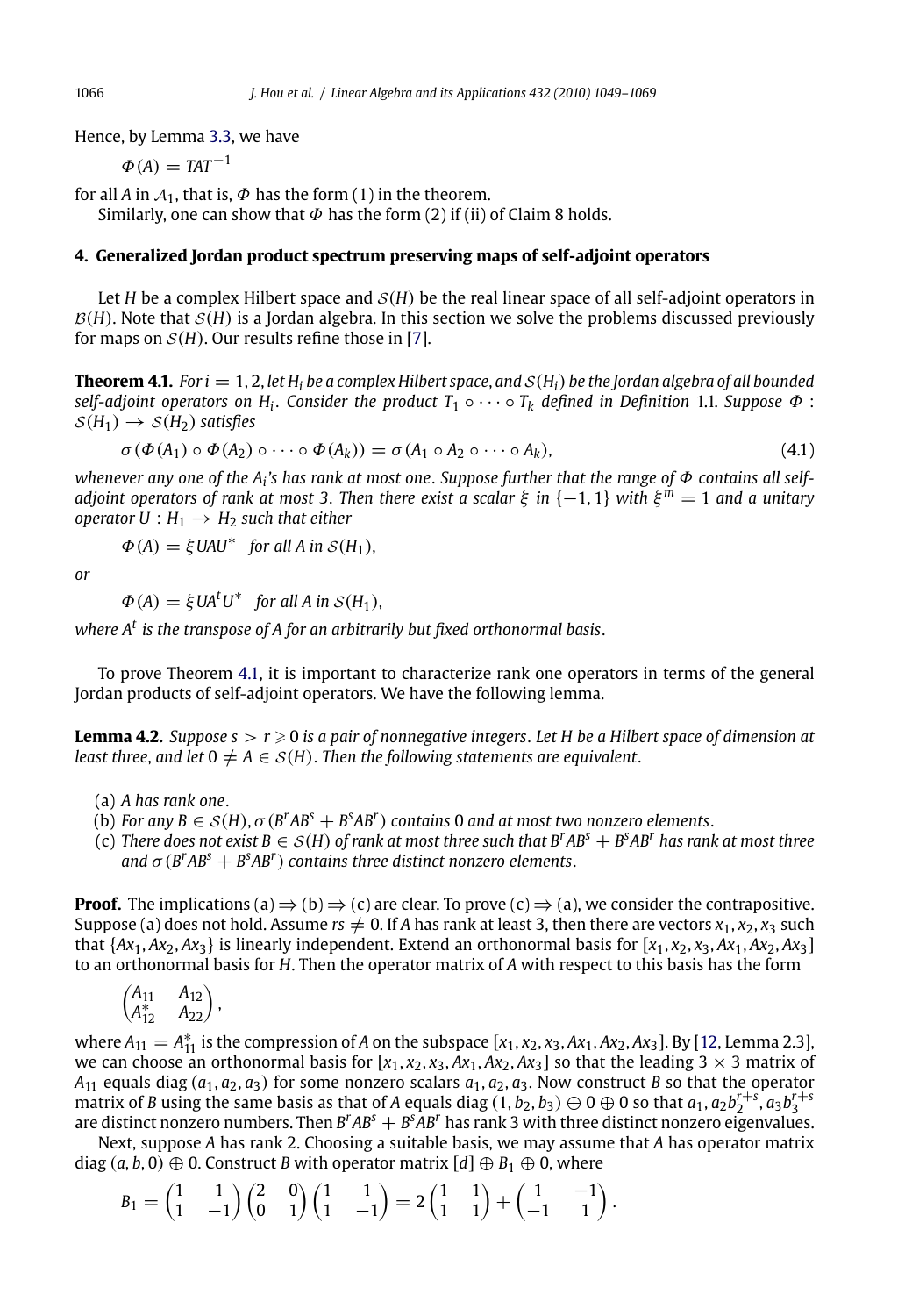Hence, by Lemma 3.3, we have

$$\Phi(A) = TAT^{-1}$$

for all $A$ in $\mathcal{A}_1$, that is, $\Phi$ has the form (1) in the theorem.

Similarly, one can show that $\Phi$ has the form (2) if (ii) of Claim 8 holds.

## 4. Generalized Jordan product spectrum preserving maps of self-adjoint operators

Let $H$ be a complex Hilbert space and $\mathcal{S}(H)$ be the real linear space of all self-adjoint operators in $\mathcal{B}(H)$. Note that $\mathcal{S}(H)$ is a Jordan algebra. In this section we solve the problems discussed previously for maps on $\mathcal{S}(H)$. Our results refine those in [7].

**Theorem 4.1.** *For $i = 1, 2$, let $H_i$ be a complex Hilbert space, and $\mathcal{S}(H_i)$ be the Jordan algebra of all bounded self-adjoint operators on $H_i$. Consider the product $T_1 \circ \cdots \circ T_k$ defined in Definition 1.1. Suppose $\Phi : \mathcal{S}(H_1) \to \mathcal{S}(H_2)$ satisfies*

$$\sigma(\Phi(A_1) \circ \Phi(A_2) \circ \cdots \circ \Phi(A_k)) = \sigma(A_1 \circ A_2 \circ \cdots \circ A_k), \tag{4.1}$$

*whenever any one of the $A_i$'s has rank at most one. Suppose further that the range of $\Phi$ contains all self-adjoint operators of rank at most 3. Then there exist a scalar $\xi$ in $\{-1, 1\}$ with $\xi^m = 1$ and a unitary operator $U : H_1 \to H_2$ such that either*

$$\Phi(A) = \xi UAU^* \quad \text{for all } A \text{ in } \mathcal{S}(H_1),$$

*or*

$$\Phi(A) = \xi UA^tU^* \quad \text{for all } A \text{ in } \mathcal{S}(H_1),$$

*where $A^t$ is the transpose of $A$ for an arbitrarily but fixed orthonormal basis.*

To prove Theorem 4.1, it is important to characterize rank one operators in terms of the general Jordan products of self-adjoint operators. We have the following lemma.

**Lemma 4.2.** *Suppose $s > r \geqslant 0$ is a pair of nonnegative integers. Let $H$ be a Hilbert space of dimension at least three, and let $0 \neq A \in \mathcal{S}(H)$. Then the following statements are equivalent.*

- (a) *$A$ has rank one.*
- (b) *For any $B \in \mathcal{S}(H)$, $\sigma(B^rAB^s + B^sAB^r)$ contains 0 and at most two nonzero elements.*
- (c) *There does not exist $B \in \mathcal{S}(H)$ of rank at most three such that $B^rAB^s + B^sAB^r$ has rank at most three and $\sigma(B^rAB^s + B^sAB^r)$ contains three distinct nonzero elements.*

**Proof.** The implications (a) $\Rightarrow$ (b) $\Rightarrow$ (c) are clear. To prove (c) $\Rightarrow$ (a), we consider the contrapositive. Suppose (a) does not hold. Assume $rs \neq 0$. If $A$ has rank at least 3, then there are vectors $x_1, x_2, x_3$ such that $\{Ax_1, Ax_2, Ax_3\}$ is linearly independent. Extend an orthonormal basis for $[x_1, x_2, x_3, Ax_1, Ax_2, Ax_3]$ to an orthonormal basis for $H$. Then the operator matrix of $A$ with respect to this basis has the form

$$\begin{pmatrix} A_{11} & A_{12} \\ A_{12}^* & A_{22} \end{pmatrix},$$

where $A_{11} = A_{11}^*$ is the compression of $A$ on the subspace $[x_1, x_2, x_3, Ax_1, Ax_2, Ax_3]$. By [12, Lemma 2.3], we can choose an orthonormal basis for $[x_1, x_2, x_3, Ax_1, Ax_2, Ax_3]$ so that the leading $3 \times 3$ matrix of $A_{11}$ equals $\operatorname{diag}(a_1, a_2, a_3)$ for some nonzero scalars $a_1, a_2, a_3$. Now construct $B$ so that the operator matrix of $B$ using the same basis as that of $A$ equals $\operatorname{diag}(1, b_2, b_3) \oplus 0 \oplus 0$ so that $a_1, a_2b_2^{r+s}, a_3b_3^{r+s}$ are distinct nonzero numbers. Then $B^rAB^s + B^sAB^r$ has rank 3 with three distinct nonzero eigenvalues.

Next, suppose $A$ has rank 2. Choosing a suitable basis, we may assume that $A$ has operator matrix $\operatorname{diag}(a, b, 0) \oplus 0$. Construct $B$ with operator matrix $[d] \oplus B_1 \oplus 0$, where

$$B_1 = \begin{pmatrix} 1 & 1 \\ 1 & -1 \end{pmatrix} \begin{pmatrix} 2 & 0 \\ 0 & 1 \end{pmatrix} \begin{pmatrix} 1 & 1 \\ 1 & -1 \end{pmatrix} = 2\begin{pmatrix} 1 & 1 \\ 1 & 1 \end{pmatrix} + \begin{pmatrix} 1 & -1 \\ -1 & 1 \end{pmatrix}.$$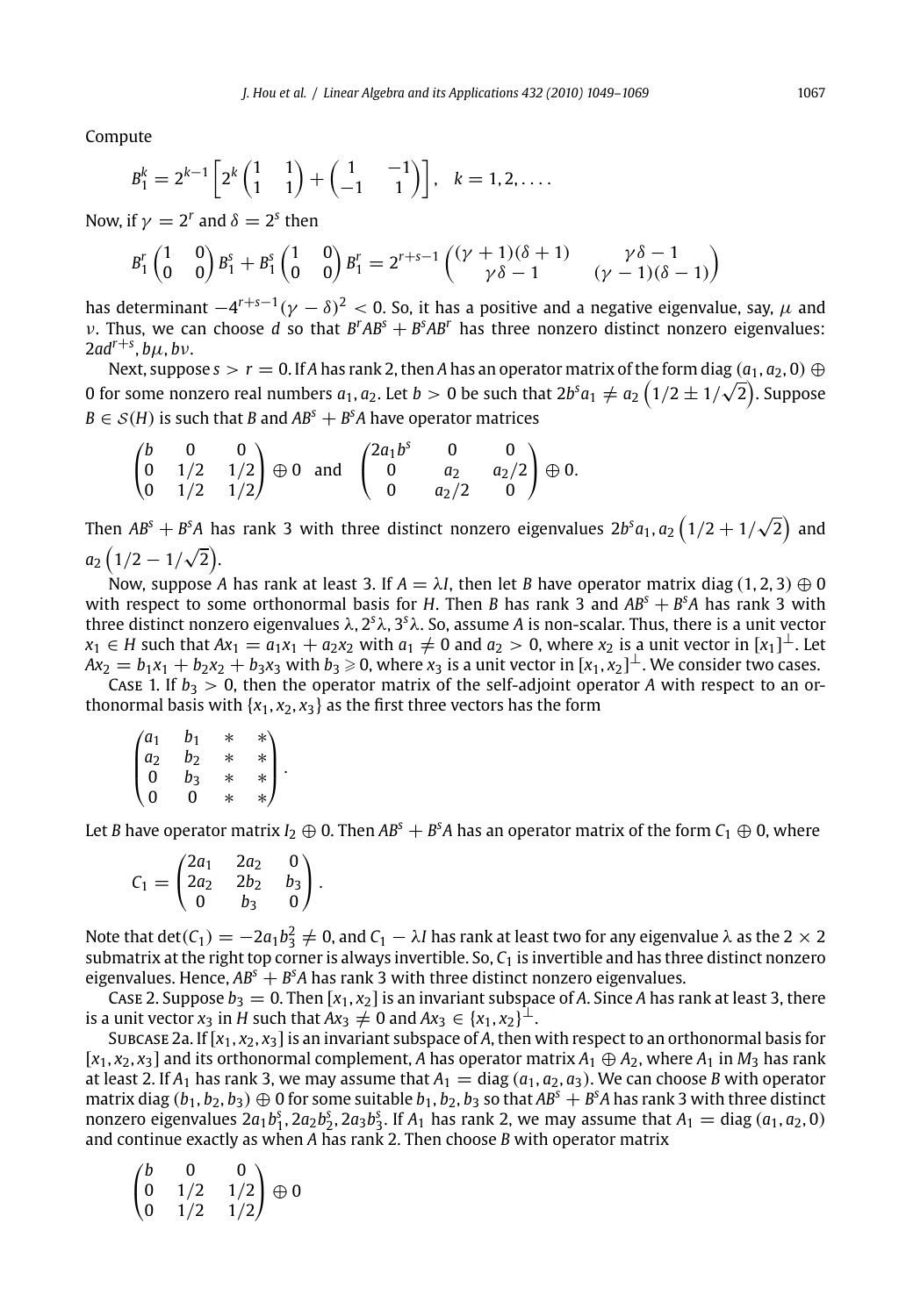Compute

$$B_1^k = 2^{k-1}\left[2^k\begin{pmatrix}1 & 1\\ 1 & 1\end{pmatrix} + \begin{pmatrix}1 & -1\\ -1 & 1\end{pmatrix}\right], \quad k = 1, 2, \ldots.$$

Now, if $\gamma = 2^r$ and $\delta = 2^s$ then

$$B_1^r\begin{pmatrix}1 & 0\\ 0 & 0\end{pmatrix}B_1^s + B_1^s\begin{pmatrix}1 & 0\\ 0 & 0\end{pmatrix}B_1^r = 2^{r+s-1}\begin{pmatrix}(\gamma+1)(\delta+1) & \gamma\delta - 1\\ \gamma\delta - 1 & (\gamma-1)(\delta-1)\end{pmatrix}$$

has determinant $-4^{r+s-1}(\gamma-\delta)^2 < 0$. So, it has a positive and a negative eigenvalue, say, $\mu$ and $\nu$. Thus, we can choose $d$ so that $B^rAB^s + B^sAB^r$ has three nonzero distinct nonzero eigenvalues: $2ad^{r+s}, b\mu, b\nu$.

Next, suppose $s > r = 0$. If $A$ has rank 2, then $A$ has an operator matrix of the form $\mathrm{diag}\,(a_1, a_2, 0) \oplus 0$ for some nonzero real numbers $a_1, a_2$. Let $b > 0$ be such that $2b^sa_1 \neq a_2\left(1/2 \pm 1/\sqrt{2}\right)$. Suppose $B \in \mathcal{S}(H)$ is such that $B$ and $AB^s + B^sA$ have operator matrices

$$\begin{pmatrix}b & 0 & 0\\ 0 & 1/2 & 1/2\\ 0 & 1/2 & 1/2\end{pmatrix} \oplus 0 \quad \text{and} \quad \begin{pmatrix}2a_1b^s & 0 & 0\\ 0 & a_2 & a_2/2\\ 0 & a_2/2 & 0\end{pmatrix} \oplus 0.$$

Then $AB^s + B^sA$ has rank 3 with three distinct nonzero eigenvalues $2b^sa_1$, $a_2\left(1/2 + 1/\sqrt{2}\right)$ and $a_2\left(1/2 - 1/\sqrt{2}\right)$.

Now, suppose $A$ has rank at least 3. If $A = \lambda I$, then let $B$ have operator matrix $\mathrm{diag}\,(1, 2, 3) \oplus 0$ with respect to some orthonormal basis for $H$. Then $B$ has rank 3 and $AB^s + B^sA$ has rank 3 with three distinct nonzero eigenvalues $\lambda, 2^s\lambda, 3^s\lambda$. So, assume $A$ is non-scalar. Thus, there is a unit vector $x_1 \in H$ such that $Ax_1 = a_1x_1 + a_2x_2$ with $a_1 \neq 0$ and $a_2 > 0$, where $x_2$ is a unit vector in $[x_1]^\perp$. Let $Ax_2 = b_1x_1 + b_2x_2 + b_3x_3$ with $b_3 \geqslant 0$, where $x_3$ is a unit vector in $[x_1, x_2]^\perp$. We consider two cases.

Case 1. If $b_3 > 0$, then the operator matrix of the self-adjoint operator $A$ with respect to an orthonormal basis with $\{x_1, x_2, x_3\}$ as the first three vectors has the form

$$\begin{pmatrix}a_1 & b_1 & * & *\\ a_2 & b_2 & * & *\\ 0 & b_3 & * & *\\ 0 & 0 & * & *\end{pmatrix}.$$

Let $B$ have operator matrix $I_2 \oplus 0$. Then $AB^s + B^sA$ has an operator matrix of the form $C_1 \oplus 0$, where

$$C_1 = \begin{pmatrix}2a_1 & 2a_2 & 0\\ 2a_2 & 2b_2 & b_3\\ 0 & b_3 & 0\end{pmatrix}.$$

Note that $\det(C_1) = -2a_1b_3^2 \neq 0$, and $C_1 - \lambda I$ has rank at least two for any eigenvalue $\lambda$ as the $2 \times 2$ submatrix at the right top corner is always invertible. So, $C_1$ is invertible and has three distinct nonzero eigenvalues. Hence, $AB^s + B^sA$ has rank 3 with three distinct nonzero eigenvalues.

Case 2. Suppose $b_3 = 0$. Then $[x_1, x_2]$ is an invariant subspace of $A$. Since $A$ has rank at least 3, there is a unit vector $x_3$ in $H$ such that $Ax_3 \neq 0$ and $Ax_3 \in \{x_1, x_2\}^\perp$.

Subcase 2a. If $[x_1, x_2, x_3]$ is an invariant subspace of $A$, then with respect to an orthonormal basis for $[x_1, x_2, x_3]$ and its orthonormal complement, $A$ has operator matrix $A_1 \oplus A_2$, where $A_1$ in $M_3$ has rank at least 2. If $A_1$ has rank 3, we may assume that $A_1 = \mathrm{diag}\,(a_1, a_2, a_3)$. We can choose $B$ with operator matrix $\mathrm{diag}\,(b_1, b_2, b_3) \oplus 0$ for some suitable $b_1, b_2, b_3$ so that $AB^s + B^sA$ has rank 3 with three distinct nonzero eigenvalues $2a_1b_1^s, 2a_2b_2^s, 2a_3b_3^s$. If $A_1$ has rank 2, we may assume that $A_1 = \mathrm{diag}\,(a_1, a_2, 0)$ and continue exactly as when $A$ has rank 2. Then choose $B$ with operator matrix

$$\begin{pmatrix}b & 0 & 0\\ 0 & 1/2 & 1/2\\ 0 & 1/2 & 1/2\end{pmatrix} \oplus 0$$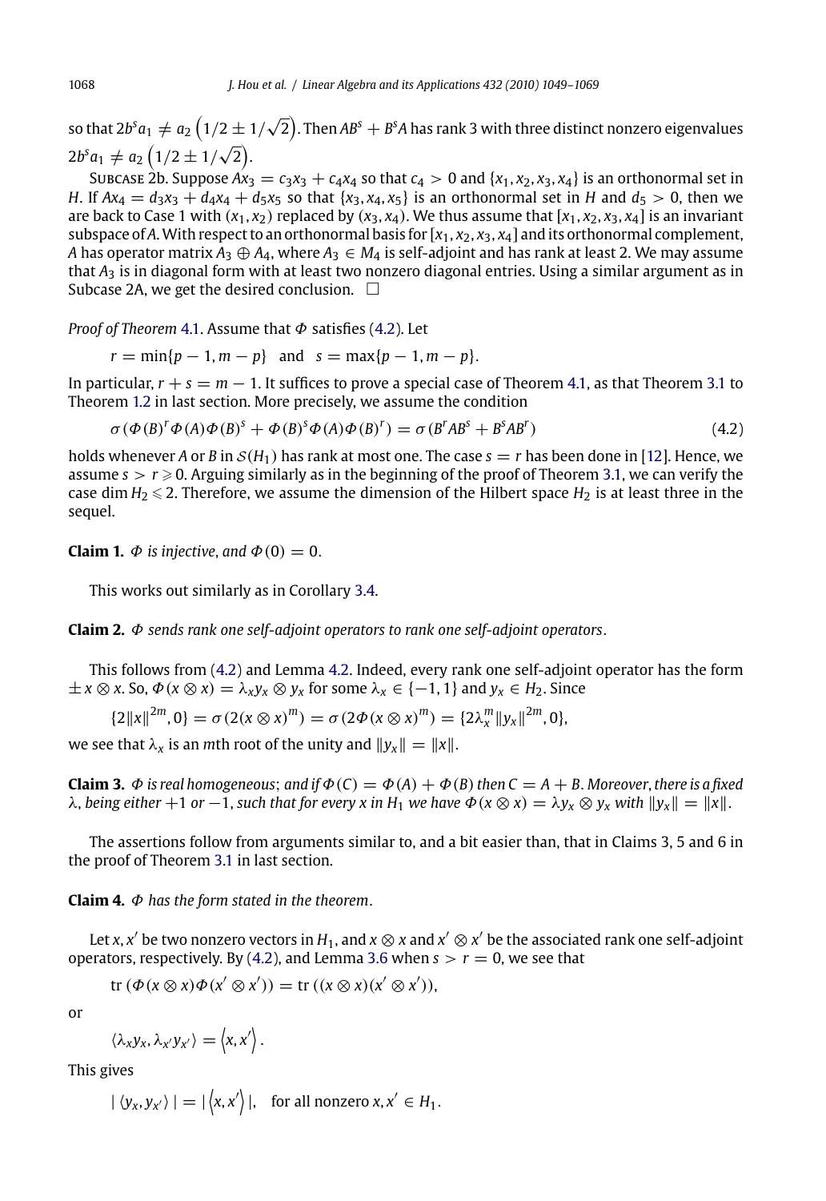so that $2b^s a_1 \neq a_2\left(1/2 \pm 1/\sqrt{2}\right)$. Then $AB^s + B^sA$ has rank 3 with three distinct nonzero eigenvalues $2b^s a_1 \neq a_2\left(1/2 \pm 1/\sqrt{2}\right)$.

Subcase 2b. Suppose $Ax_3 = c_3x_3 + c_4x_4$ so that $c_4 > 0$ and $\{x_1, x_2, x_3, x_4\}$ is an orthonormal set in $H$. If $Ax_4 = d_3x_3 + d_4x_4 + d_5x_5$ so that $\{x_3, x_4, x_5\}$ is an orthonormal set in $H$ and $d_5 > 0$, then we are back to Case 1 with $(x_1, x_2)$ replaced by $(x_3, x_4)$. We thus assume that $[x_1, x_2, x_3, x_4]$ is an invariant subspace of $A$. With respect to an orthonormal basis for $[x_1, x_2, x_3, x_4]$ and its orthonormal complement, $A$ has operator matrix $A_3 \oplus A_4$, where $A_3 \in M_4$ is self-adjoint and has rank at least 2. We may assume that $A_3$ is in diagonal form with at least two nonzero diagonal entries. Using a similar argument as in Subcase 2A, we get the desired conclusion. $\square$

*Proof of Theorem* 4.1. Assume that $\Phi$ satisfies (4.2). Let

$$r = \min\{p-1, m-p\} \quad \text{and} \quad s = \max\{p-1, m-p\}.$$

In particular, $r + s = m - 1$. It suffices to prove a special case of Theorem 4.1, as that Theorem 3.1 to Theorem 1.2 in last section. More precisely, we assume the condition

$$\sigma\left(\Phi(B)^r\Phi(A)\Phi(B)^s + \Phi(B)^s\Phi(A)\Phi(B)^r\right) = \sigma\left(B^rAB^s + B^sAB^r\right) \tag{4.2}$$

holds whenever $A$ or $B$ in $\mathcal{S}(H_1)$ has rank at most one. The case $s = r$ has been done in [12]. Hence, we assume $s > r \geqslant 0$. Arguing similarly as in the beginning of the proof of Theorem 3.1, we can verify the case $\dim H_2 \leqslant 2$. Therefore, we assume the dimension of the Hilbert space $H_2$ is at least three in the sequel.

**Claim 1.** *$\Phi$ is injective, and $\Phi(0) = 0$.*

This works out similarly as in Corollary 3.4.

**Claim 2.** *$\Phi$ sends rank one self-adjoint operators to rank one self-adjoint operators.*

This follows from (4.2) and Lemma 4.2. Indeed, every rank one self-adjoint operator has the form $\pm x \otimes x$. So, $\Phi(x \otimes x) = \lambda_x y_x \otimes y_x$ for some $\lambda_x \in \{-1, 1\}$ and $y_x \in H_2$. Since

$$\{2\|x\|^{2m}, 0\} = \sigma\left(2(x \otimes x)^m\right) = \sigma\left(2\Phi(x \otimes x)^m\right) = \{2\lambda_x^m\|y_x\|^{2m}, 0\},$$

we see that $\lambda_x$ is an $m$th root of the unity and $\|y_x\| = \|x\|$.

**Claim 3.** *$\Phi$ is real homogeneous; and if $\Phi(C) = \Phi(A) + \Phi(B)$ then $C = A + B$. Moreover, there is a fixed $\lambda$, being either $+1$ or $-1$, such that for every $x$ in $H_1$ we have $\Phi(x \otimes x) = \lambda y_x \otimes y_x$ with $\|y_x\| = \|x\|$.*

The assertions follow from arguments similar to, and a bit easier than, that in Claims 3, 5 and 6 in the proof of Theorem 3.1 in last section.

**Claim 4.** *$\Phi$ has the form stated in the theorem.*

Let $x, x'$ be two nonzero vectors in $H_1$, and $x \otimes x$ and $x' \otimes x'$ be the associated rank one self-adjoint operators, respectively. By (4.2), and Lemma 3.6 when $s > r = 0$, we see that

$$\operatorname{tr}\left(\Phi(x \otimes x)\Phi(x' \otimes x')\right) = \operatorname{tr}\left((x \otimes x)(x' \otimes x')\right),$$

or

$$\langle \lambda_x y_x, \lambda_{x'} y_{x'}\rangle = \left\langle x, x'\right\rangle.$$

This gives

$$|\langle y_x, y_{x'}\rangle| = |\left\langle x, x'\right\rangle|, \quad \text{for all nonzero } x, x' \in H_1.$$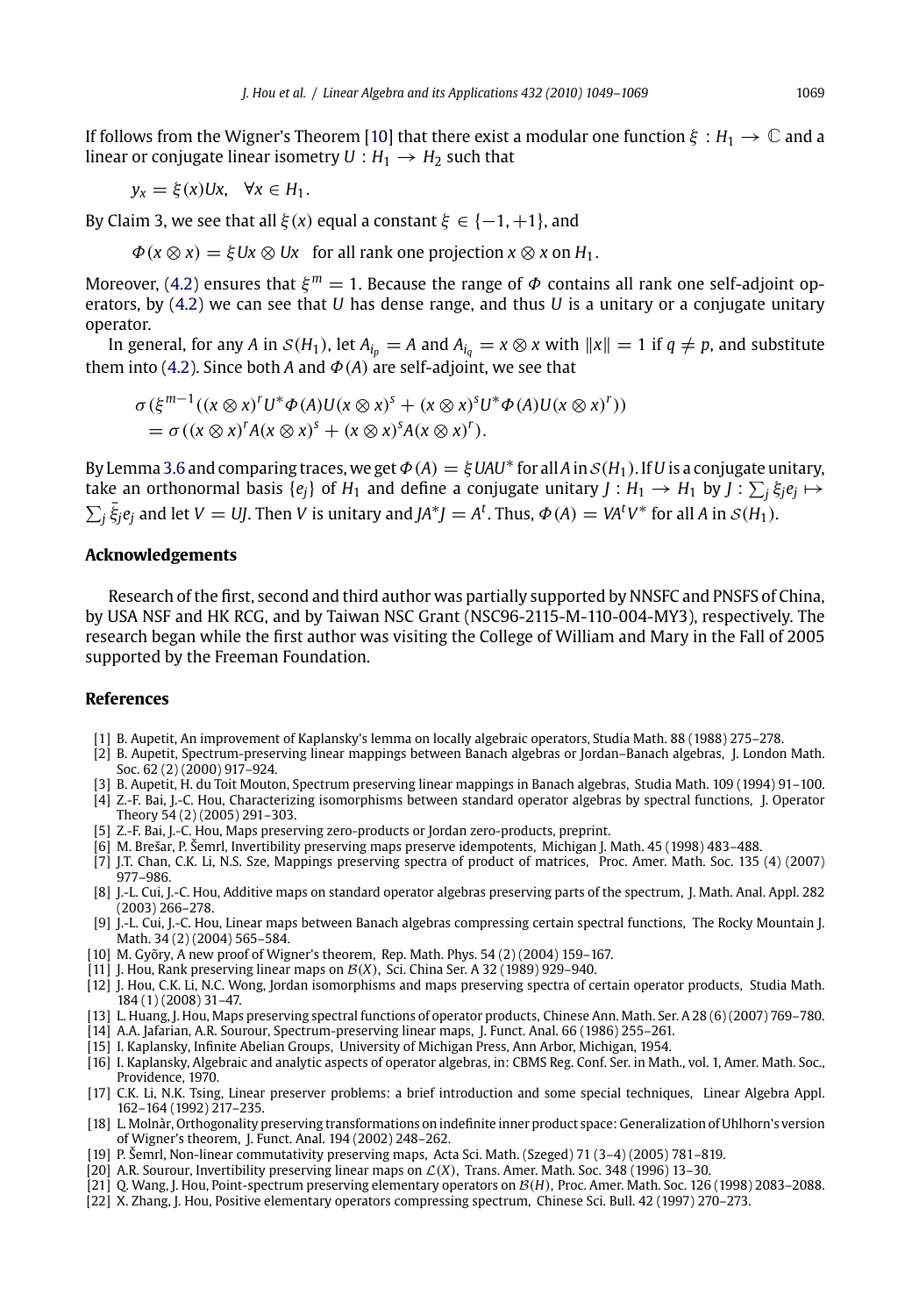If follows from the Wigner's Theorem [10] that there exist a modular one function $\xi : H_1 \to \mathbb{C}$ and a linear or conjugate linear isometry $U : H_1 \to H_2$ such that

$$y_x = \xi(x)Ux, \quad \forall x \in H_1.$$

By Claim 3, we see that all $\xi(x)$ equal a constant $\xi \in \{-1, +1\}$, and

$$\Phi(x \otimes x) = \xi Ux \otimes Ux \quad \text{for all rank one projection } x \otimes x \text{ on } H_1.$$

Moreover, (4.2) ensures that $\xi^m = 1$. Because the range of $\Phi$ contains all rank one self-adjoint operators, by (4.2) we can see that $U$ has dense range, and thus $U$ is a unitary or a conjugate unitary operator.

In general, for any $A$ in $\mathcal{S}(H_1)$, let $A_{i_p} = A$ and $A_{i_q} = x \otimes x$ with $\|x\| = 1$ if $q \neq p$, and substitute them into (4.2). Since both $A$ and $\Phi(A)$ are self-adjoint, we see that

$$\begin{aligned}
&\sigma(\xi^{m-1}((x \otimes x)^r U^* \Phi(A) U (x \otimes x)^s + (x \otimes x)^s U^* \Phi(A) U (x \otimes x)^r)) \\
&\quad = \sigma((x \otimes x)^r A (x \otimes x)^s + (x \otimes x)^s A (x \otimes x)^r).
\end{aligned}$$

By Lemma 3.6 and comparing traces, we get $\Phi(A) = \xi UAU^*$ for all $A$ in $\mathcal{S}(H_1)$. If $U$ is a conjugate unitary, take an orthonormal basis $\{e_j\}$ of $H_1$ and define a conjugate unitary $J : H_1 \to H_1$ by $J : \sum_j \xi_j e_j \mapsto \sum_j \bar{\xi}_j e_j$ and let $V = UJ$. Then $V$ is unitary and $JA^*J = A^t$. Thus, $\Phi(A) = VA^tV^*$ for all $A$ in $\mathcal{S}(H_1)$.

## Acknowledgements

Research of the first, second and third author was partially supported by NNSFC and PNSFS of China, by USA NSF and HK RCG, and by Taiwan NSC Grant (NSC96-2115-M-110-004-MY3), respectively. The research began while the first author was visiting the College of William and Mary in the Fall of 2005 supported by the Freeman Foundation.

## References

[1] B. Aupetit, An improvement of Kaplansky's lemma on locally algebraic operators, Studia Math. 88 (1988) 275–278.
[2] B. Aupetit, Spectrum-preserving linear mappings between Banach algebras or Jordan–Banach algebras, J. London Math. Soc. 62 (2) (2000) 917–924.
[3] B. Aupetit, H. du Toit Mouton, Spectrum preserving linear mappings in Banach algebras, Studia Math. 109 (1994) 91–100.
[4] Z.-F. Bai, J.-C. Hou, Characterizing isomorphisms between standard operator algebras by spectral functions, J. Operator Theory 54 (2) (2005) 291–303.
[5] Z.-F. Bai, J.-C. Hou, Maps preserving zero-products or Jordan zero-products, preprint.
[6] M. Brešar, P. Šemrl, Invertibility preserving maps preserve idempotents, Michigan J. Math. 45 (1998) 483–488.
[7] J.T. Chan, C.K. Li, N.S. Sze, Mappings preserving spectra of product of matrices, Proc. Amer. Math. Soc. 135 (4) (2007) 977–986.
[8] J.-L. Cui, J.-C. Hou, Additive maps on standard operator algebras preserving parts of the spectrum, J. Math. Anal. Appl. 282 (2003) 266–278.
[9] J.-L. Cui, J.-C. Hou, Linear maps between Banach algebras compressing certain spectral functions, The Rocky Mountain J. Math. 34 (2) (2004) 565–584.
[10] M. Gyõry, A new proof of Wigner's theorem, Rep. Math. Phys. 54 (2) (2004) 159–167.
[11] J. Hou, Rank preserving linear maps on $\mathcal{B}(X)$, Sci. China Ser. A 32 (1989) 929–940.
[12] J. Hou, C.K. Li, N.C. Wong, Jordan isomorphisms and maps preserving spectra of certain operator products, Studia Math. 184 (1) (2008) 31–47.
[13] L. Huang, J. Hou, Maps preserving spectral functions of operator products, Chinese Ann. Math. Ser. A 28 (6) (2007) 769–780.
[14] A.A. Jafarian, A.R. Sourour, Spectrum-preserving linear maps, J. Funct. Anal. 66 (1986) 255–261.
[15] I. Kaplansky, Infinite Abelian Groups, University of Michigan Press, Ann Arbor, Michigan, 1954.
[16] I. Kaplansky, Algebraic and analytic aspects of operator algebras, in: CBMS Reg. Conf. Ser. in Math., vol. 1, Amer. Math. Soc., Providence, 1970.
[17] C.K. Li, N.K. Tsing, Linear preserver problems: a brief introduction and some special techniques, Linear Algebra Appl. 162–164 (1992) 217–235.
[18] L. Molnàr, Orthogonality preserving transformations on indefinite inner product space: Generalization of Uhlhorn's version of Wigner's theorem, J. Funct. Anal. 194 (2002) 248–262.
[19] P. Šemrl, Non-linear commutativity preserving maps, Acta Sci. Math. (Szeged) 71 (3–4) (2005) 781–819.
[20] A.R. Sourour, Invertibility preserving linear maps on $\mathcal{L}(X)$, Trans. Amer. Math. Soc. 348 (1996) 13–30.
[21] Q. Wang, J. Hou, Point-spectrum preserving elementary operators on $\mathcal{B}(H)$, Proc. Amer. Math. Soc. 126 (1998) 2083–2088.
[22] X. Zhang, J. Hou, Positive elementary operators compressing spectrum, Chinese Sci. Bull. 42 (1997) 270–273.